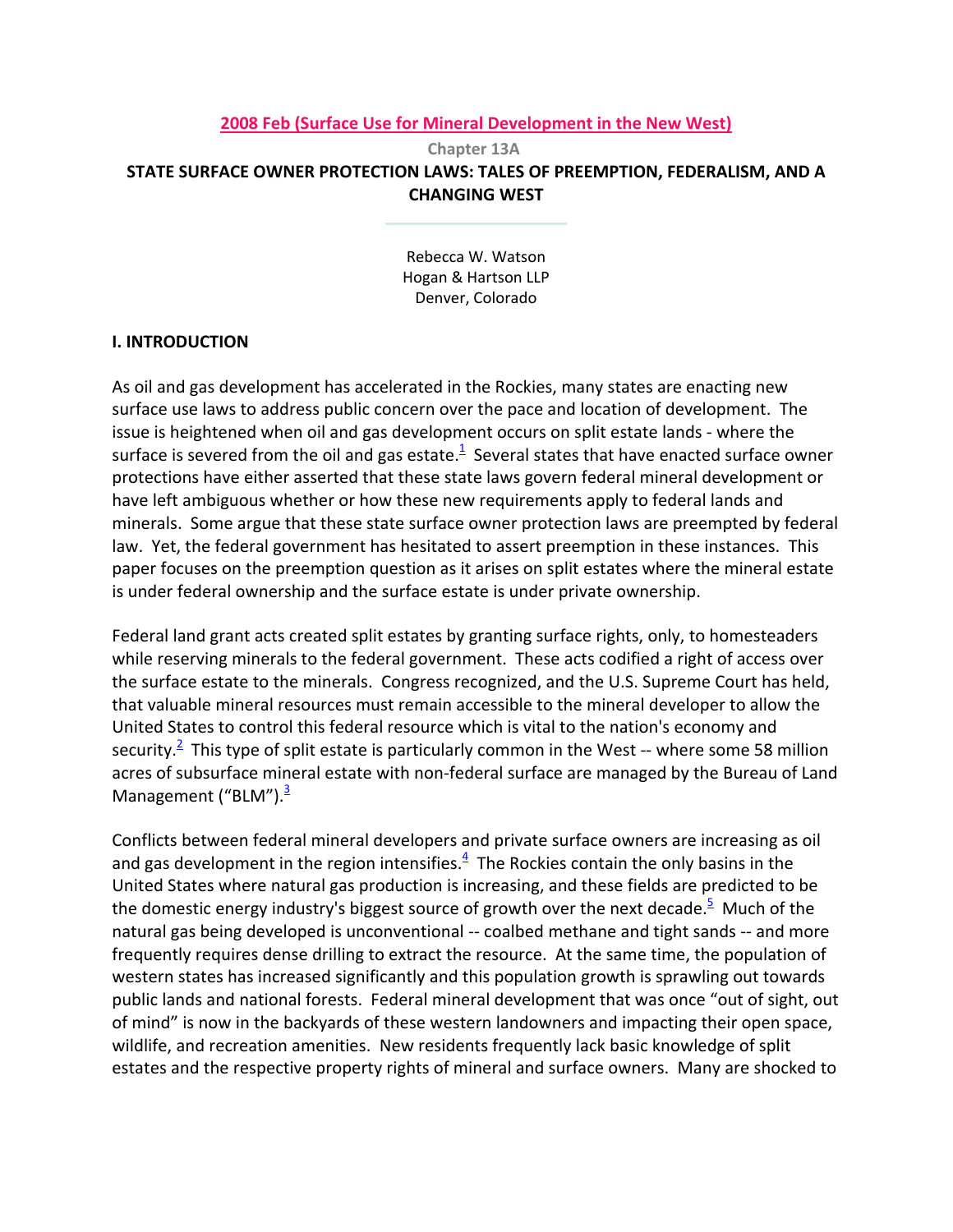2008 Feb (Surface Use for Mineral Development in the New West)

Chapter 13A

# STATE SURFACE OWNER PROTECTION LAWS: TALES OF PREEMPTION, FEDERALISM, AND A CHANGING WEST

Rebecca W. Watson
Hogan & Hartson LLP
Denver, Colorado

## I. INTRODUCTION

As oil and gas development has accelerated in the Rockies, many states are enacting new surface use laws to address public concern over the pace and location of development. The issue is heightened when oil and gas development occurs on split estate lands - where the surface is severed from the oil and gas estate.[1] Several states that have enacted surface owner protections have either asserted that these state laws govern federal mineral development or have left ambiguous whether or how these new requirements apply to federal lands and minerals. Some argue that these state surface owner protection laws are preempted by federal law. Yet, the federal government has hesitated to assert preemption in these instances. This paper focuses on the preemption question as it arises on split estates where the mineral estate is under federal ownership and the surface estate is under private ownership.

Federal land grant acts created split estates by granting surface rights, only, to homesteaders while reserving minerals to the federal government. These acts codified a right of access over the surface estate to the minerals. Congress recognized, and the U.S. Supreme Court has held, that valuable mineral resources must remain accessible to the mineral developer to allow the United States to control this federal resource which is vital to the nation's economy and security.[2] This type of split estate is particularly common in the West -- where some 58 million acres of subsurface mineral estate with non-federal surface are managed by the Bureau of Land Management ("BLM").[3]

Conflicts between federal mineral developers and private surface owners are increasing as oil and gas development in the region intensifies.[4] The Rockies contain the only basins in the United States where natural gas production is increasing, and these fields are predicted to be the domestic energy industry's biggest source of growth over the next decade.[5] Much of the natural gas being developed is unconventional -- coalbed methane and tight sands -- and more frequently requires dense drilling to extract the resource. At the same time, the population of western states has increased significantly and this population growth is sprawling out towards public lands and national forests. Federal mineral development that was once "out of sight, out of mind" is now in the backyards of these western landowners and impacting their open space, wildlife, and recreation amenities. New residents frequently lack basic knowledge of split estates and the respective property rights of mineral and surface owners. Many are shocked to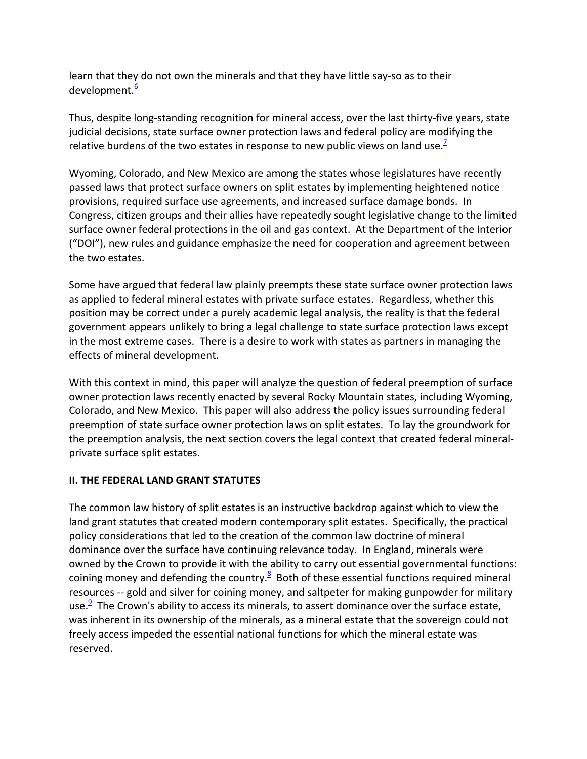learn that they do not own the minerals and that they have little say-so as to their development.[6]

Thus, despite long-standing recognition for mineral access, over the last thirty-five years, state judicial decisions, state surface owner protection laws and federal policy are modifying the relative burdens of the two estates in response to new public views on land use.[7]

Wyoming, Colorado, and New Mexico are among the states whose legislatures have recently passed laws that protect surface owners on split estates by implementing heightened notice provisions, required surface use agreements, and increased surface damage bonds. In Congress, citizen groups and their allies have repeatedly sought legislative change to the limited surface owner federal protections in the oil and gas context. At the Department of the Interior ("DOI"), new rules and guidance emphasize the need for cooperation and agreement between the two estates.

Some have argued that federal law plainly preempts these state surface owner protection laws as applied to federal mineral estates with private surface estates. Regardless, whether this position may be correct under a purely academic legal analysis, the reality is that the federal government appears unlikely to bring a legal challenge to state surface protection laws except in the most extreme cases. There is a desire to work with states as partners in managing the effects of mineral development.

With this context in mind, this paper will analyze the question of federal preemption of surface owner protection laws recently enacted by several Rocky Mountain states, including Wyoming, Colorado, and New Mexico. This paper will also address the policy issues surrounding federal preemption of state surface owner protection laws on split estates. To lay the groundwork for the preemption analysis, the next section covers the legal context that created federal mineral-private surface split estates.

## II. THE FEDERAL LAND GRANT STATUTES

The common law history of split estates is an instructive backdrop against which to view the land grant statutes that created modern contemporary split estates. Specifically, the practical policy considerations that led to the creation of the common law doctrine of mineral dominance over the surface have continuing relevance today. In England, minerals were owned by the Crown to provide it with the ability to carry out essential governmental functions: coining money and defending the country.[8] Both of these essential functions required mineral resources -- gold and silver for coining money, and saltpeter for making gunpowder for military use.[9] The Crown's ability to access its minerals, to assert dominance over the surface estate, was inherent in its ownership of the minerals, as a mineral estate that the sovereign could not freely access impeded the essential national functions for which the mineral estate was reserved.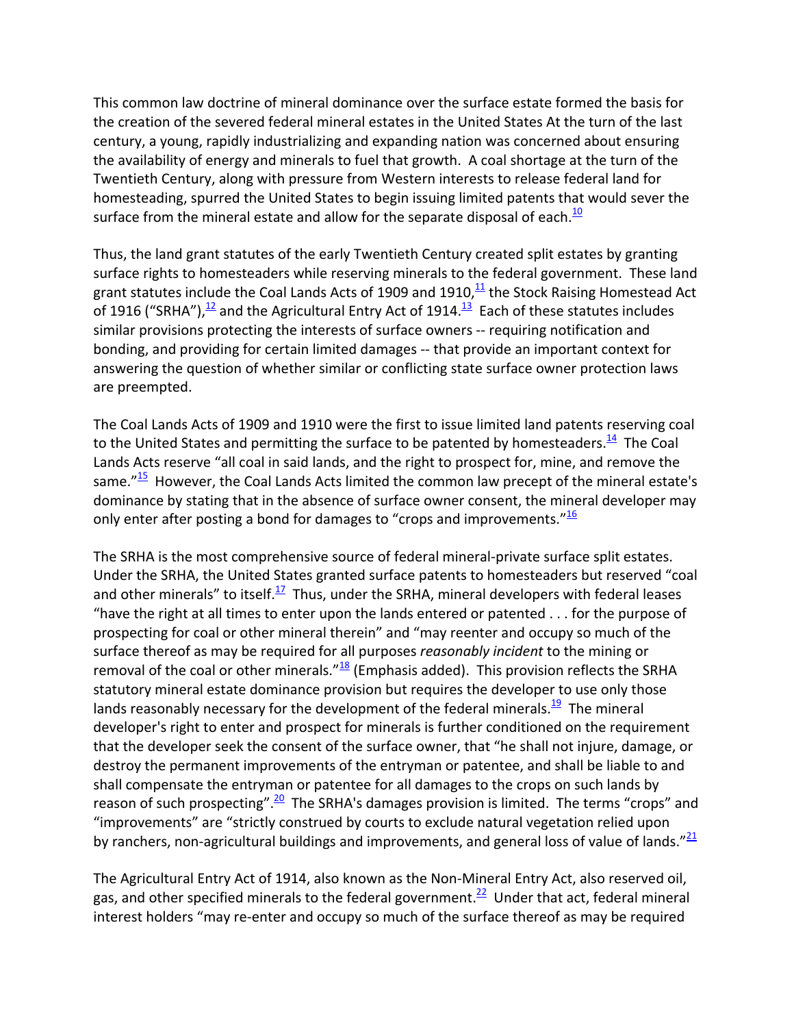This common law doctrine of mineral dominance over the surface estate formed the basis for the creation of the severed federal mineral estates in the United States At the turn of the last century, a young, rapidly industrializing and expanding nation was concerned about ensuring the availability of energy and minerals to fuel that growth. A coal shortage at the turn of the Twentieth Century, along with pressure from Western interests to release federal land for homesteading, spurred the United States to begin issuing limited patents that would sever the surface from the mineral estate and allow for the separate disposal of each.[10]

Thus, the land grant statutes of the early Twentieth Century created split estates by granting surface rights to homesteaders while reserving minerals to the federal government. These land grant statutes include the Coal Lands Acts of 1909 and 1910,[11] the Stock Raising Homestead Act of 1916 ("SRHA"),[12] and the Agricultural Entry Act of 1914.[13] Each of these statutes includes similar provisions protecting the interests of surface owners -- requiring notification and bonding, and providing for certain limited damages -- that provide an important context for answering the question of whether similar or conflicting state surface owner protection laws are preempted.

The Coal Lands Acts of 1909 and 1910 were the first to issue limited land patents reserving coal to the United States and permitting the surface to be patented by homesteaders.[14] The Coal Lands Acts reserve "all coal in said lands, and the right to prospect for, mine, and remove the same."[15] However, the Coal Lands Acts limited the common law precept of the mineral estate's dominance by stating that in the absence of surface owner consent, the mineral developer may only enter after posting a bond for damages to "crops and improvements."[16]

The SRHA is the most comprehensive source of federal mineral-private surface split estates. Under the SRHA, the United States granted surface patents to homesteaders but reserved "coal and other minerals" to itself.[17] Thus, under the SRHA, mineral developers with federal leases "have the right at all times to enter upon the lands entered or patented . . . for the purpose of prospecting for coal or other mineral therein" and "may reenter and occupy so much of the surface thereof as may be required for all purposes *reasonably incident* to the mining or removal of the coal or other minerals."[18] (Emphasis added). This provision reflects the SRHA statutory mineral estate dominance provision but requires the developer to use only those lands reasonably necessary for the development of the federal minerals.[19] The mineral developer's right to enter and prospect for minerals is further conditioned on the requirement that the developer seek the consent of the surface owner, that "he shall not injure, damage, or destroy the permanent improvements of the entryman or patentee, and shall be liable to and shall compensate the entryman or patentee for all damages to the crops on such lands by reason of such prospecting".[20] The SRHA's damages provision is limited. The terms "crops" and "improvements" are "strictly construed by courts to exclude natural vegetation relied upon by ranchers, non-agricultural buildings and improvements, and general loss of value of lands."[21]

The Agricultural Entry Act of 1914, also known as the Non-Mineral Entry Act, also reserved oil, gas, and other specified minerals to the federal government.[22] Under that act, federal mineral interest holders "may re-enter and occupy so much of the surface thereof as may be required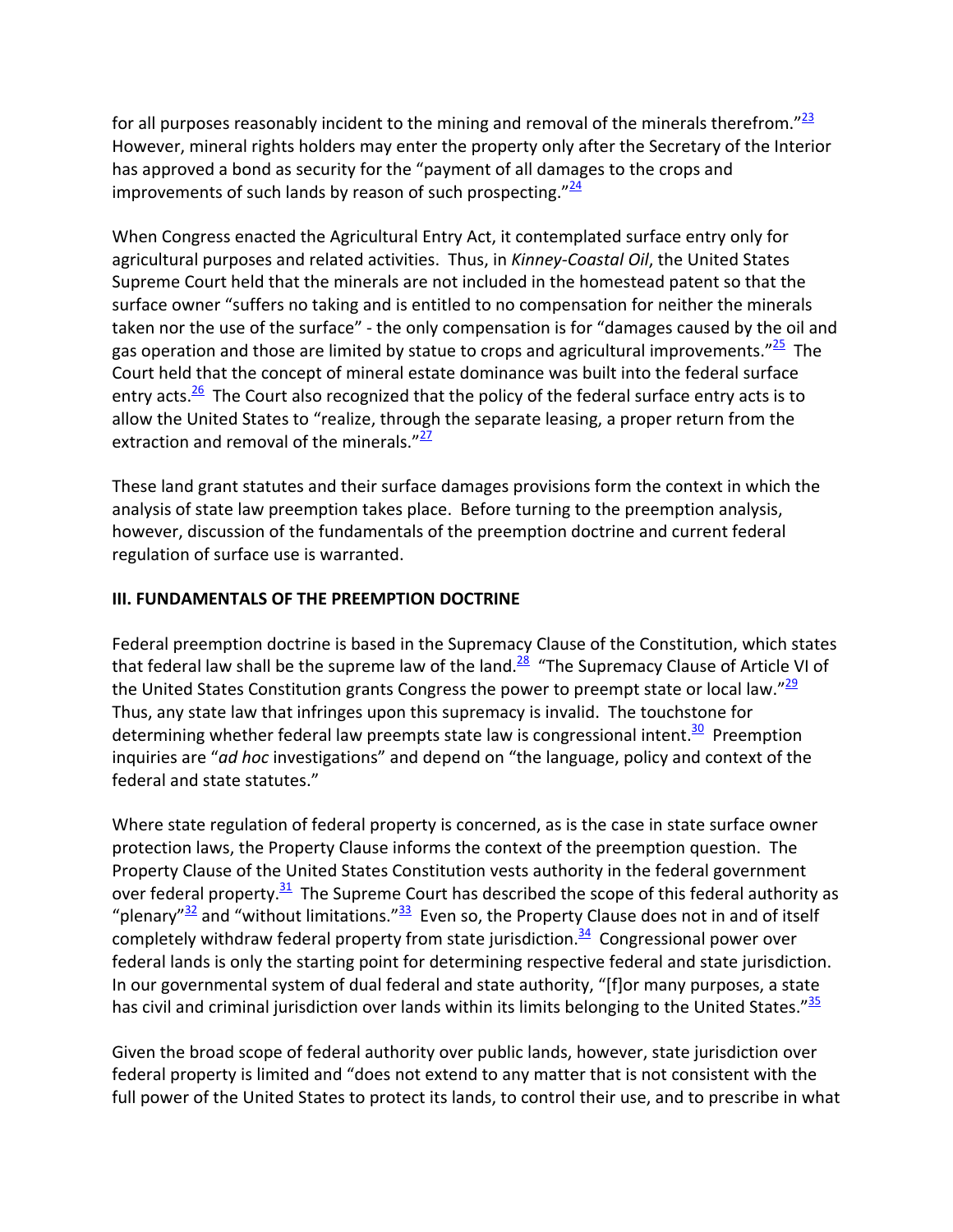for all purposes reasonably incident to the mining and removal of the minerals therefrom."[23] However, mineral rights holders may enter the property only after the Secretary of the Interior has approved a bond as security for the "payment of all damages to the crops and improvements of such lands by reason of such prospecting."[24]

When Congress enacted the Agricultural Entry Act, it contemplated surface entry only for agricultural purposes and related activities. Thus, in *Kinney-Coastal Oil*, the United States Supreme Court held that the minerals are not included in the homestead patent so that the surface owner "suffers no taking and is entitled to no compensation for neither the minerals taken nor the use of the surface" - the only compensation is for "damages caused by the oil and gas operation and those are limited by statue to crops and agricultural improvements."[25] The Court held that the concept of mineral estate dominance was built into the federal surface entry acts.[26] The Court also recognized that the policy of the federal surface entry acts is to allow the United States to "realize, through the separate leasing, a proper return from the extraction and removal of the minerals."[27]

These land grant statutes and their surface damages provisions form the context in which the analysis of state law preemption takes place. Before turning to the preemption analysis, however, discussion of the fundamentals of the preemption doctrine and current federal regulation of surface use is warranted.

## III. FUNDAMENTALS OF THE PREEMPTION DOCTRINE

Federal preemption doctrine is based in the Supremacy Clause of the Constitution, which states that federal law shall be the supreme law of the land.[28] "The Supremacy Clause of Article VI of the United States Constitution grants Congress the power to preempt state or local law."[29] Thus, any state law that infringes upon this supremacy is invalid. The touchstone for determining whether federal law preempts state law is congressional intent.[30] Preemption inquiries are "*ad hoc* investigations" and depend on "the language, policy and context of the federal and state statutes."

Where state regulation of federal property is concerned, as is the case in state surface owner protection laws, the Property Clause informs the context of the preemption question. The Property Clause of the United States Constitution vests authority in the federal government over federal property.[31] The Supreme Court has described the scope of this federal authority as "plenary"[32] and "without limitations."[33] Even so, the Property Clause does not in and of itself completely withdraw federal property from state jurisdiction.[34] Congressional power over federal lands is only the starting point for determining respective federal and state jurisdiction. In our governmental system of dual federal and state authority, "[f]or many purposes, a state has civil and criminal jurisdiction over lands within its limits belonging to the United States."[35]

Given the broad scope of federal authority over public lands, however, state jurisdiction over federal property is limited and "does not extend to any matter that is not consistent with the full power of the United States to protect its lands, to control their use, and to prescribe in what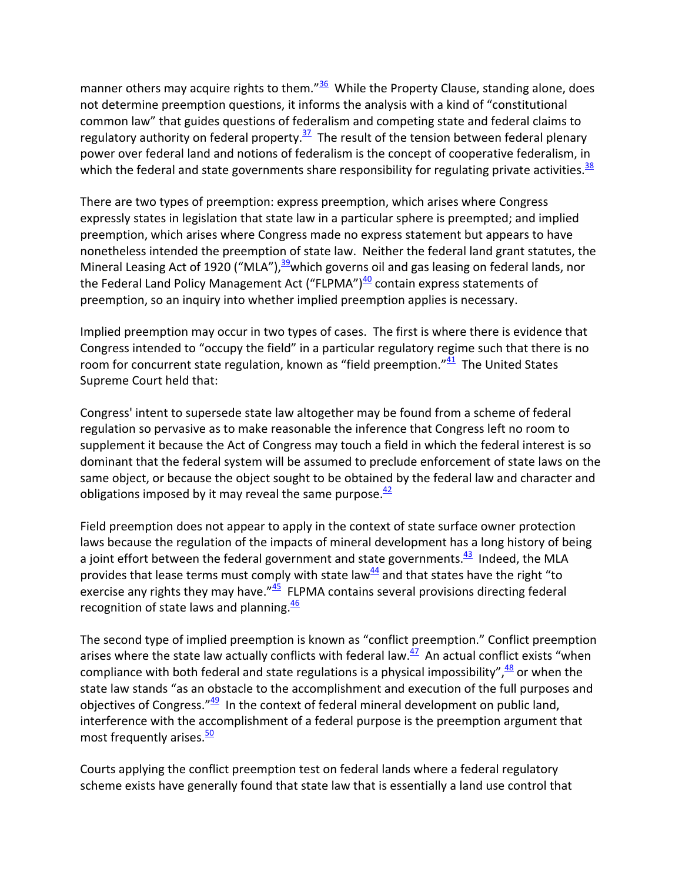manner others may acquire rights to them."[36] While the Property Clause, standing alone, does not determine preemption questions, it informs the analysis with a kind of "constitutional common law" that guides questions of federalism and competing state and federal claims to regulatory authority on federal property.[37] The result of the tension between federal plenary power over federal land and notions of federalism is the concept of cooperative federalism, in which the federal and state governments share responsibility for regulating private activities.[38]

There are two types of preemption: express preemption, which arises where Congress expressly states in legislation that state law in a particular sphere is preempted; and implied preemption, which arises where Congress made no express statement but appears to have nonetheless intended the preemption of state law. Neither the federal land grant statutes, the Mineral Leasing Act of 1920 ("MLA"),[39]which governs oil and gas leasing on federal lands, nor the Federal Land Policy Management Act ("FLPMA")[40] contain express statements of preemption, so an inquiry into whether implied preemption applies is necessary.

Implied preemption may occur in two types of cases. The first is where there is evidence that Congress intended to "occupy the field" in a particular regulatory regime such that there is no room for concurrent state regulation, known as "field preemption."[41] The United States Supreme Court held that:

Congress' intent to supersede state law altogether may be found from a scheme of federal regulation so pervasive as to make reasonable the inference that Congress left no room to supplement it because the Act of Congress may touch a field in which the federal interest is so dominant that the federal system will be assumed to preclude enforcement of state laws on the same object, or because the object sought to be obtained by the federal law and character and obligations imposed by it may reveal the same purpose.[42]

Field preemption does not appear to apply in the context of state surface owner protection laws because the regulation of the impacts of mineral development has a long history of being a joint effort between the federal government and state governments.[43] Indeed, the MLA provides that lease terms must comply with state law[44] and that states have the right "to exercise any rights they may have."[45] FLPMA contains several provisions directing federal recognition of state laws and planning.[46]

The second type of implied preemption is known as "conflict preemption." Conflict preemption arises where the state law actually conflicts with federal law.[47] An actual conflict exists "when compliance with both federal and state regulations is a physical impossibility",[48] or when the state law stands "as an obstacle to the accomplishment and execution of the full purposes and objectives of Congress."[49] In the context of federal mineral development on public land, interference with the accomplishment of a federal purpose is the preemption argument that most frequently arises.[50]

Courts applying the conflict preemption test on federal lands where a federal regulatory scheme exists have generally found that state law that is essentially a land use control that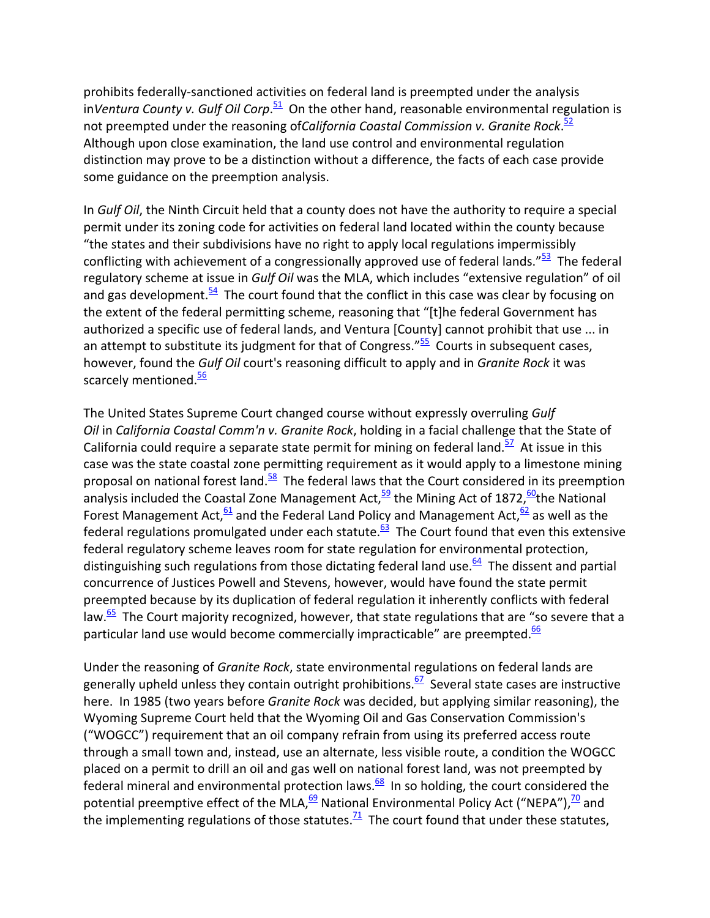prohibits federally-sanctioned activities on federal land is preempted under the analysis in*Ventura County v. Gulf Oil Corp*.[51] On the other hand, reasonable environmental regulation is not preempted under the reasoning of*California Coastal Commission v. Granite Rock*.[52] Although upon close examination, the land use control and environmental regulation distinction may prove to be a distinction without a difference, the facts of each case provide some guidance on the preemption analysis.

In *Gulf Oil*, the Ninth Circuit held that a county does not have the authority to require a special permit under its zoning code for activities on federal land located within the county because "the states and their subdivisions have no right to apply local regulations impermissibly conflicting with achievement of a congressionally approved use of federal lands."[53] The federal regulatory scheme at issue in *Gulf Oil* was the MLA, which includes "extensive regulation" of oil and gas development.[54] The court found that the conflict in this case was clear by focusing on the extent of the federal permitting scheme, reasoning that "[t]he federal Government has authorized a specific use of federal lands, and Ventura [County] cannot prohibit that use ... in an attempt to substitute its judgment for that of Congress."[55] Courts in subsequent cases, however, found the *Gulf Oil* court's reasoning difficult to apply and in *Granite Rock* it was scarcely mentioned.[56]

The United States Supreme Court changed course without expressly overruling *Gulf Oil* in *California Coastal Comm'n v. Granite Rock*, holding in a facial challenge that the State of California could require a separate state permit for mining on federal land.[57] At issue in this case was the state coastal zone permitting requirement as it would apply to a limestone mining proposal on national forest land.[58] The federal laws that the Court considered in its preemption analysis included the Coastal Zone Management Act,[59] the Mining Act of 1872,[60]the National Forest Management Act,[61] and the Federal Land Policy and Management Act,[62] as well as the federal regulations promulgated under each statute.[63] The Court found that even this extensive federal regulatory scheme leaves room for state regulation for environmental protection, distinguishing such regulations from those dictating federal land use.[64] The dissent and partial concurrence of Justices Powell and Stevens, however, would have found the state permit preempted because by its duplication of federal regulation it inherently conflicts with federal law.[65] The Court majority recognized, however, that state regulations that are "so severe that a particular land use would become commercially impracticable" are preempted.[66]

Under the reasoning of *Granite Rock*, state environmental regulations on federal lands are generally upheld unless they contain outright prohibitions.[67] Several state cases are instructive here. In 1985 (two years before *Granite Rock* was decided, but applying similar reasoning), the Wyoming Supreme Court held that the Wyoming Oil and Gas Conservation Commission's ("WOGCC") requirement that an oil company refrain from using its preferred access route through a small town and, instead, use an alternate, less visible route, a condition the WOGCC placed on a permit to drill an oil and gas well on national forest land, was not preempted by federal mineral and environmental protection laws.[68] In so holding, the court considered the potential preemptive effect of the MLA,[69] National Environmental Policy Act ("NEPA"),[70] and the implementing regulations of those statutes.[71] The court found that under these statutes,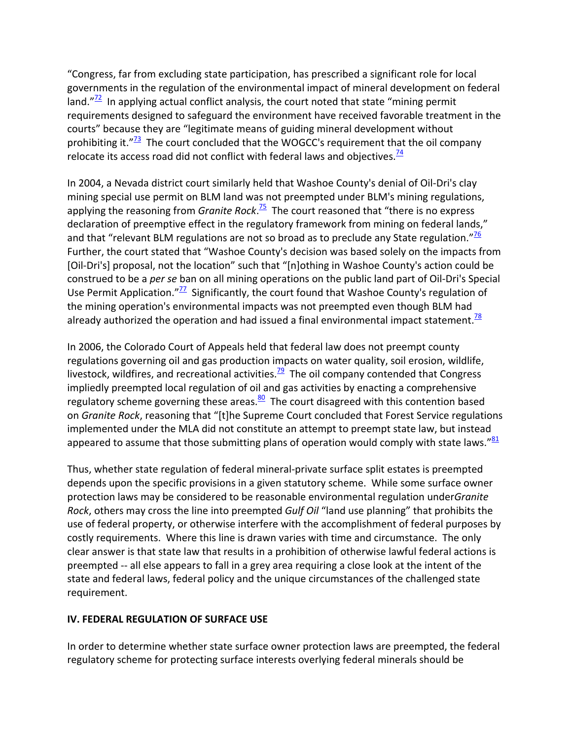"Congress, far from excluding state participation, has prescribed a significant role for local governments in the regulation of the environmental impact of mineral development on federal land."[72] In applying actual conflict analysis, the court noted that state "mining permit requirements designed to safeguard the environment have received favorable treatment in the courts" because they are "legitimate means of guiding mineral development without prohibiting it."[73] The court concluded that the WOGCC's requirement that the oil company relocate its access road did not conflict with federal laws and objectives.[74]

In 2004, a Nevada district court similarly held that Washoe County's denial of Oil-Dri's clay mining special use permit on BLM land was not preempted under BLM's mining regulations, applying the reasoning from *Granite Rock*.[75] The court reasoned that "there is no express declaration of preemptive effect in the regulatory framework from mining on federal lands," and that "relevant BLM regulations are not so broad as to preclude any State regulation."[76] Further, the court stated that "Washoe County's decision was based solely on the impacts from [Oil-Dri's] proposal, not the location" such that "[n]othing in Washoe County's action could be construed to be a *per se* ban on all mining operations on the public land part of Oil-Dri's Special Use Permit Application."[77] Significantly, the court found that Washoe County's regulation of the mining operation's environmental impacts was not preempted even though BLM had already authorized the operation and had issued a final environmental impact statement.[78]

In 2006, the Colorado Court of Appeals held that federal law does not preempt county regulations governing oil and gas production impacts on water quality, soil erosion, wildlife, livestock, wildfires, and recreational activities.[79] The oil company contended that Congress impliedly preempted local regulation of oil and gas activities by enacting a comprehensive regulatory scheme governing these areas.[80] The court disagreed with this contention based on *Granite Rock*, reasoning that "[t]he Supreme Court concluded that Forest Service regulations implemented under the MLA did not constitute an attempt to preempt state law, but instead appeared to assume that those submitting plans of operation would comply with state laws."[81]

Thus, whether state regulation of federal mineral-private surface split estates is preempted depends upon the specific provisions in a given statutory scheme. While some surface owner protection laws may be considered to be reasonable environmental regulation under *Granite Rock*, others may cross the line into preempted *Gulf Oil* "land use planning" that prohibits the use of federal property, or otherwise interfere with the accomplishment of federal purposes by costly requirements. Where this line is drawn varies with time and circumstance. The only clear answer is that state law that results in a prohibition of otherwise lawful federal actions is preempted -- all else appears to fall in a grey area requiring a close look at the intent of the state and federal laws, federal policy and the unique circumstances of the challenged state requirement.

## IV. FEDERAL REGULATION OF SURFACE USE

In order to determine whether state surface owner protection laws are preempted, the federal regulatory scheme for protecting surface interests overlying federal minerals should be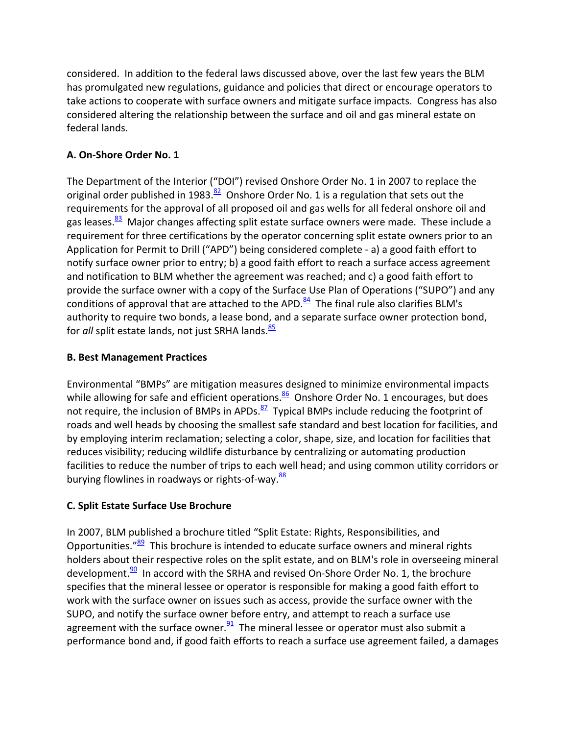considered. In addition to the federal laws discussed above, over the last few years the BLM has promulgated new regulations, guidance and policies that direct or encourage operators to take actions to cooperate with surface owners and mitigate surface impacts. Congress has also considered altering the relationship between the surface and oil and gas mineral estate on federal lands.

### A. On-Shore Order No. 1

The Department of the Interior ("DOI") revised Onshore Order No. 1 in 2007 to replace the original order published in 1983.[82] Onshore Order No. 1 is a regulation that sets out the requirements for the approval of all proposed oil and gas wells for all federal onshore oil and gas leases.[83] Major changes affecting split estate surface owners were made. These include a requirement for three certifications by the operator concerning split estate owners prior to an Application for Permit to Drill ("APD") being considered complete - a) a good faith effort to notify surface owner prior to entry; b) a good faith effort to reach a surface access agreement and notification to BLM whether the agreement was reached; and c) a good faith effort to provide the surface owner with a copy of the Surface Use Plan of Operations ("SUPO") and any conditions of approval that are attached to the APD.[84] The final rule also clarifies BLM's authority to require two bonds, a lease bond, and a separate surface owner protection bond, for *all* split estate lands, not just SRHA lands.[85]

### B. Best Management Practices

Environmental "BMPs" are mitigation measures designed to minimize environmental impacts while allowing for safe and efficient operations.[86] Onshore Order No. 1 encourages, but does not require, the inclusion of BMPs in APDs.[87] Typical BMPs include reducing the footprint of roads and well heads by choosing the smallest safe standard and best location for facilities, and by employing interim reclamation; selecting a color, shape, size, and location for facilities that reduces visibility; reducing wildlife disturbance by centralizing or automating production facilities to reduce the number of trips to each well head; and using common utility corridors or burying flowlines in roadways or rights-of-way.[88]

### C. Split Estate Surface Use Brochure

In 2007, BLM published a brochure titled "Split Estate: Rights, Responsibilities, and Opportunities."[89] This brochure is intended to educate surface owners and mineral rights holders about their respective roles on the split estate, and on BLM's role in overseeing mineral development.[90] In accord with the SRHA and revised On-Shore Order No. 1, the brochure specifies that the mineral lessee or operator is responsible for making a good faith effort to work with the surface owner on issues such as access, provide the surface owner with the SUPO, and notify the surface owner before entry, and attempt to reach a surface use agreement with the surface owner.[91] The mineral lessee or operator must also submit a performance bond and, if good faith efforts to reach a surface use agreement failed, a damages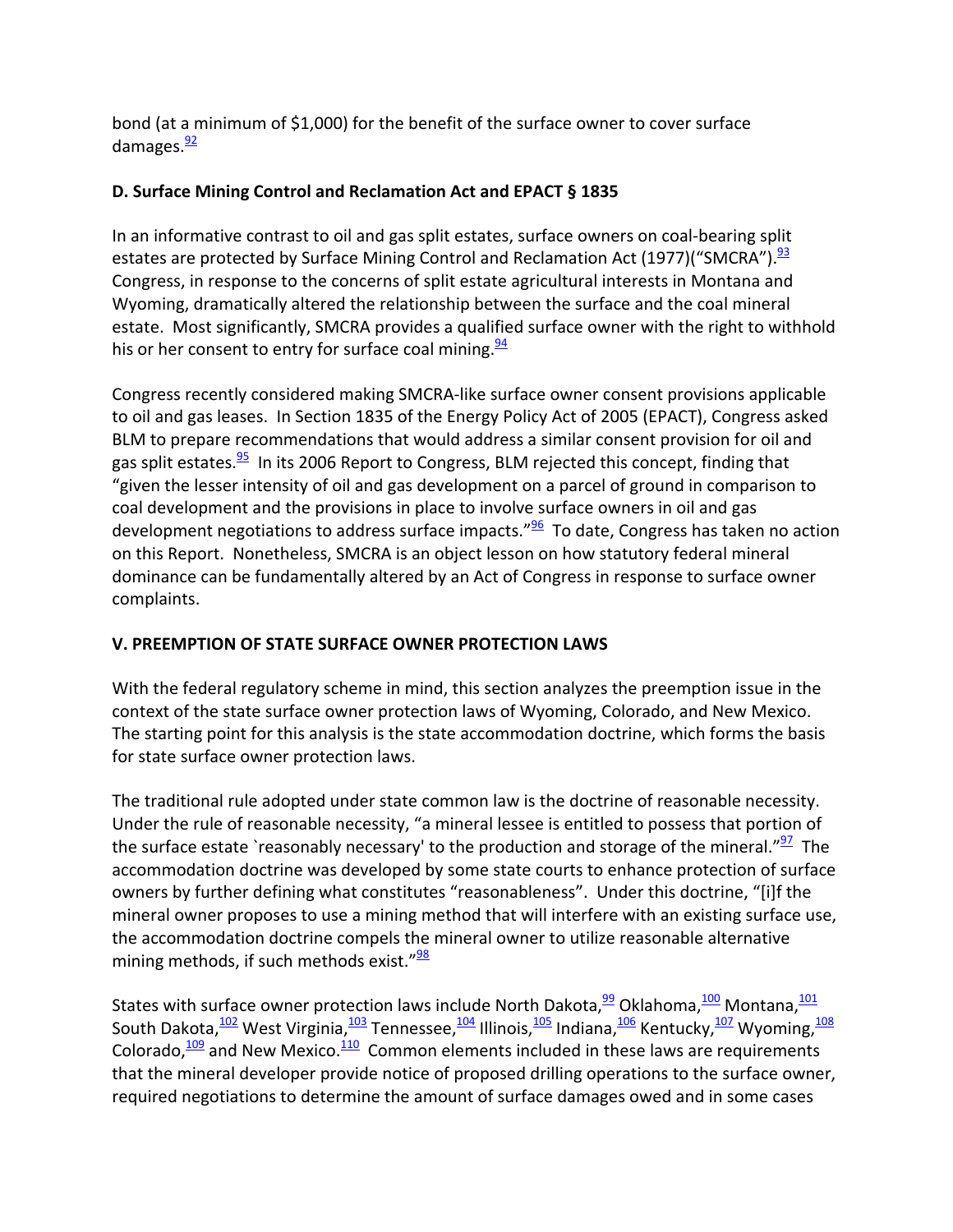bond (at a minimum of $1,000) for the benefit of the surface owner to cover surface damages.[92]

**D. Surface Mining Control and Reclamation Act and EPACT § 1835**

In an informative contrast to oil and gas split estates, surface owners on coal-bearing split estates are protected by Surface Mining Control and Reclamation Act (1977)("SMCRA").[93] Congress, in response to the concerns of split estate agricultural interests in Montana and Wyoming, dramatically altered the relationship between the surface and the coal mineral estate. Most significantly, SMCRA provides a qualified surface owner with the right to withhold his or her consent to entry for surface coal mining.[94]

Congress recently considered making SMCRA-like surface owner consent provisions applicable to oil and gas leases. In Section 1835 of the Energy Policy Act of 2005 (EPACT), Congress asked BLM to prepare recommendations that would address a similar consent provision for oil and gas split estates.[95] In its 2006 Report to Congress, BLM rejected this concept, finding that "given the lesser intensity of oil and gas development on a parcel of ground in comparison to coal development and the provisions in place to involve surface owners in oil and gas development negotiations to address surface impacts."[96] To date, Congress has taken no action on this Report. Nonetheless, SMCRA is an object lesson on how statutory federal mineral dominance can be fundamentally altered by an Act of Congress in response to surface owner complaints.

**V. PREEMPTION OF STATE SURFACE OWNER PROTECTION LAWS**

With the federal regulatory scheme in mind, this section analyzes the preemption issue in the context of the state surface owner protection laws of Wyoming, Colorado, and New Mexico. The starting point for this analysis is the state accommodation doctrine, which forms the basis for state surface owner protection laws.

The traditional rule adopted under state common law is the doctrine of reasonable necessity. Under the rule of reasonable necessity, "a mineral lessee is entitled to possess that portion of the surface estate `reasonably necessary' to the production and storage of the mineral."[97] The accommodation doctrine was developed by some state courts to enhance protection of surface owners by further defining what constitutes "reasonableness". Under this doctrine, "[i]f the mineral owner proposes to use a mining method that will interfere with an existing surface use, the accommodation doctrine compels the mineral owner to utilize reasonable alternative mining methods, if such methods exist."[98]

States with surface owner protection laws include North Dakota,[99] Oklahoma,[100] Montana,[101] South Dakota,[102] West Virginia,[103] Tennessee,[104] Illinois,[105] Indiana,[106] Kentucky,[107] Wyoming,[108] Colorado,[109] and New Mexico.[110] Common elements included in these laws are requirements that the mineral developer provide notice of proposed drilling operations to the surface owner, required negotiations to determine the amount of surface damages owed and in some cases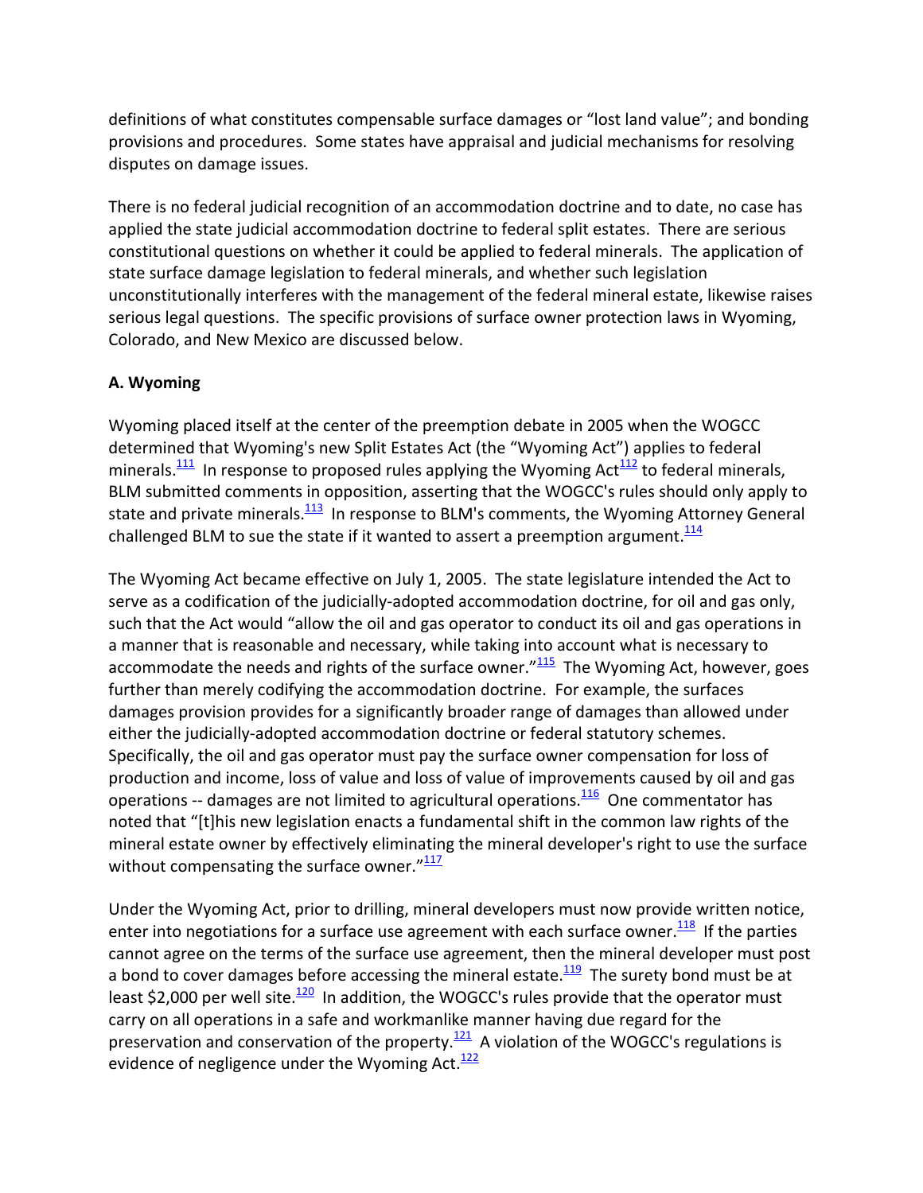definitions of what constitutes compensable surface damages or “lost land value”; and bonding provisions and procedures. Some states have appraisal and judicial mechanisms for resolving disputes on damage issues.

There is no federal judicial recognition of an accommodation doctrine and to date, no case has applied the state judicial accommodation doctrine to federal split estates. There are serious constitutional questions on whether it could be applied to federal minerals. The application of state surface damage legislation to federal minerals, and whether such legislation unconstitutionally interferes with the management of the federal mineral estate, likewise raises serious legal questions. The specific provisions of surface owner protection laws in Wyoming, Colorado, and New Mexico are discussed below.

**A. Wyoming**

Wyoming placed itself at the center of the preemption debate in 2005 when the WOGCC determined that Wyoming's new Split Estates Act (the “Wyoming Act”) applies to federal minerals.[111] In response to proposed rules applying the Wyoming Act[112] to federal minerals, BLM submitted comments in opposition, asserting that the WOGCC's rules should only apply to state and private minerals.[113] In response to BLM's comments, the Wyoming Attorney General challenged BLM to sue the state if it wanted to assert a preemption argument.[114]

The Wyoming Act became effective on July 1, 2005. The state legislature intended the Act to serve as a codification of the judicially-adopted accommodation doctrine, for oil and gas only, such that the Act would “allow the oil and gas operator to conduct its oil and gas operations in a manner that is reasonable and necessary, while taking into account what is necessary to accommodate the needs and rights of the surface owner.”[115] The Wyoming Act, however, goes further than merely codifying the accommodation doctrine. For example, the surfaces damages provision provides for a significantly broader range of damages than allowed under either the judicially-adopted accommodation doctrine or federal statutory schemes. Specifically, the oil and gas operator must pay the surface owner compensation for loss of production and income, loss of value and loss of value of improvements caused by oil and gas operations -- damages are not limited to agricultural operations.[116] One commentator has noted that “[t]his new legislation enacts a fundamental shift in the common law rights of the mineral estate owner by effectively eliminating the mineral developer's right to use the surface without compensating the surface owner.”[117]

Under the Wyoming Act, prior to drilling, mineral developers must now provide written notice, enter into negotiations for a surface use agreement with each surface owner.[118] If the parties cannot agree on the terms of the surface use agreement, then the mineral developer must post a bond to cover damages before accessing the mineral estate.[119] The surety bond must be at least $2,000 per well site.[120] In addition, the WOGCC's rules provide that the operator must carry on all operations in a safe and workmanlike manner having due regard for the preservation and conservation of the property.[121] A violation of the WOGCC's regulations is evidence of negligence under the Wyoming Act.[122]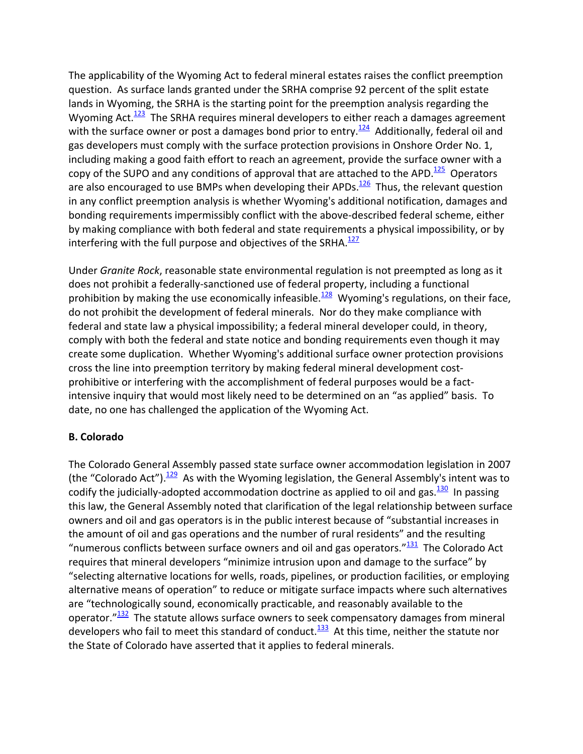The applicability of the Wyoming Act to federal mineral estates raises the conflict preemption question. As surface lands granted under the SRHA comprise 92 percent of the split estate lands in Wyoming, the SRHA is the starting point for the preemption analysis regarding the Wyoming Act.[123] The SRHA requires mineral developers to either reach a damages agreement with the surface owner or post a damages bond prior to entry.[124] Additionally, federal oil and gas developers must comply with the surface protection provisions in Onshore Order No. 1, including making a good faith effort to reach an agreement, provide the surface owner with a copy of the SUPO and any conditions of approval that are attached to the APD.[125] Operators are also encouraged to use BMPs when developing their APDs.[126] Thus, the relevant question in any conflict preemption analysis is whether Wyoming's additional notification, damages and bonding requirements impermissibly conflict with the above-described federal scheme, either by making compliance with both federal and state requirements a physical impossibility, or by interfering with the full purpose and objectives of the SRHA.[127]

Under *Granite Rock*, reasonable state environmental regulation is not preempted as long as it does not prohibit a federally-sanctioned use of federal property, including a functional prohibition by making the use economically infeasible.[128] Wyoming's regulations, on their face, do not prohibit the development of federal minerals. Nor do they make compliance with federal and state law a physical impossibility; a federal mineral developer could, in theory, comply with both the federal and state notice and bonding requirements even though it may create some duplication. Whether Wyoming's additional surface owner protection provisions cross the line into preemption territory by making federal mineral development cost-prohibitive or interfering with the accomplishment of federal purposes would be a fact-intensive inquiry that would most likely need to be determined on an "as applied" basis. To date, no one has challenged the application of the Wyoming Act.

**B. Colorado**

The Colorado General Assembly passed state surface owner accommodation legislation in 2007 (the "Colorado Act").[129] As with the Wyoming legislation, the General Assembly's intent was to codify the judicially-adopted accommodation doctrine as applied to oil and gas.[130] In passing this law, the General Assembly noted that clarification of the legal relationship between surface owners and oil and gas operators is in the public interest because of "substantial increases in the amount of oil and gas operations and the number of rural residents" and the resulting "numerous conflicts between surface owners and oil and gas operators."[131] The Colorado Act requires that mineral developers "minimize intrusion upon and damage to the surface" by "selecting alternative locations for wells, roads, pipelines, or production facilities, or employing alternative means of operation" to reduce or mitigate surface impacts where such alternatives are "technologically sound, economically practicable, and reasonably available to the operator."[132] The statute allows surface owners to seek compensatory damages from mineral developers who fail to meet this standard of conduct.[133] At this time, neither the statute nor the State of Colorado have asserted that it applies to federal minerals.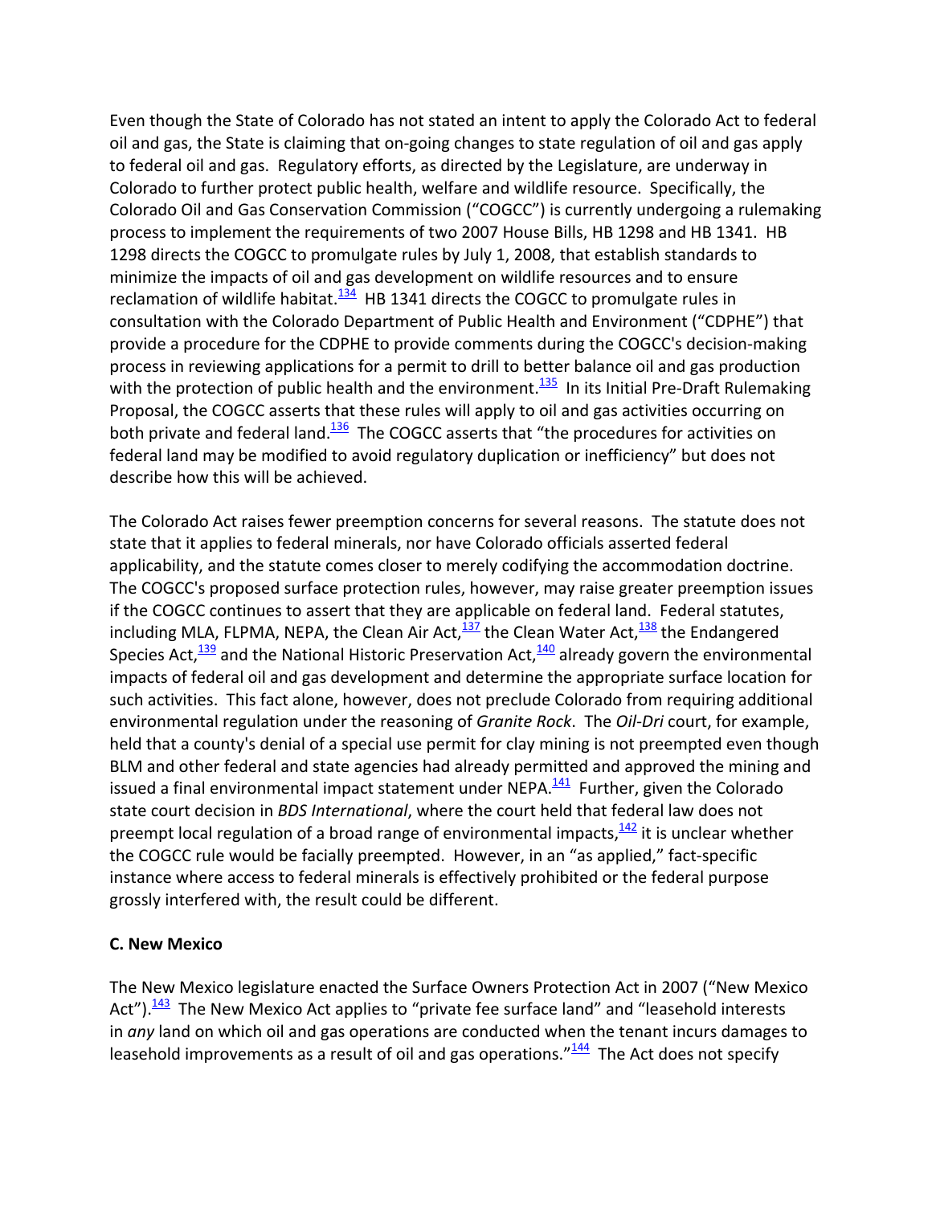Even though the State of Colorado has not stated an intent to apply the Colorado Act to federal oil and gas, the State is claiming that on-going changes to state regulation of oil and gas apply to federal oil and gas. Regulatory efforts, as directed by the Legislature, are underway in Colorado to further protect public health, welfare and wildlife resource. Specifically, the Colorado Oil and Gas Conservation Commission ("COGCC") is currently undergoing a rulemaking process to implement the requirements of two 2007 House Bills, HB 1298 and HB 1341. HB 1298 directs the COGCC to promulgate rules by July 1, 2008, that establish standards to minimize the impacts of oil and gas development on wildlife resources and to ensure reclamation of wildlife habitat.[134] HB 1341 directs the COGCC to promulgate rules in consultation with the Colorado Department of Public Health and Environment ("CDPHE") that provide a procedure for the CDPHE to provide comments during the COGCC's decision-making process in reviewing applications for a permit to drill to better balance oil and gas production with the protection of public health and the environment.[135] In its Initial Pre-Draft Rulemaking Proposal, the COGCC asserts that these rules will apply to oil and gas activities occurring on both private and federal land.[136] The COGCC asserts that "the procedures for activities on federal land may be modified to avoid regulatory duplication or inefficiency" but does not describe how this will be achieved.

The Colorado Act raises fewer preemption concerns for several reasons. The statute does not state that it applies to federal minerals, nor have Colorado officials asserted federal applicability, and the statute comes closer to merely codifying the accommodation doctrine. The COGCC's proposed surface protection rules, however, may raise greater preemption issues if the COGCC continues to assert that they are applicable on federal land. Federal statutes, including MLA, FLPMA, NEPA, the Clean Air Act,[137] the Clean Water Act,[138] the Endangered Species Act,[139] and the National Historic Preservation Act,[140] already govern the environmental impacts of federal oil and gas development and determine the appropriate surface location for such activities. This fact alone, however, does not preclude Colorado from requiring additional environmental regulation under the reasoning of *Granite Rock*. The *Oil-Dri* court, for example, held that a county's denial of a special use permit for clay mining is not preempted even though BLM and other federal and state agencies had already permitted and approved the mining and issued a final environmental impact statement under NEPA.[141] Further, given the Colorado state court decision in *BDS International*, where the court held that federal law does not preempt local regulation of a broad range of environmental impacts,[142] it is unclear whether the COGCC rule would be facially preempted. However, in an "as applied," fact-specific instance where access to federal minerals is effectively prohibited or the federal purpose grossly interfered with, the result could be different.

### C. New Mexico

The New Mexico legislature enacted the Surface Owners Protection Act in 2007 ("New Mexico Act").[143] The New Mexico Act applies to "private fee surface land" and "leasehold interests in *any* land on which oil and gas operations are conducted when the tenant incurs damages to leasehold improvements as a result of oil and gas operations."[144] The Act does not specify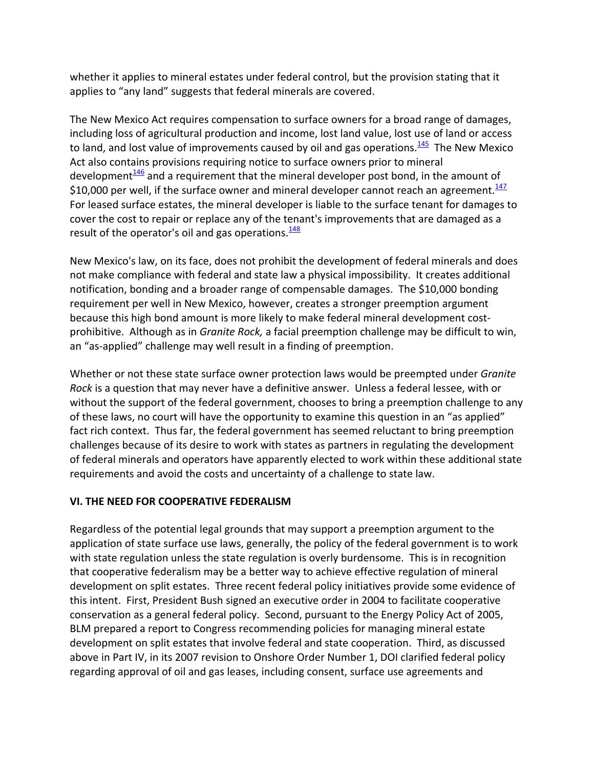whether it applies to mineral estates under federal control, but the provision stating that it applies to "any land" suggests that federal minerals are covered.

The New Mexico Act requires compensation to surface owners for a broad range of damages, including loss of agricultural production and income, lost land value, lost use of land or access to land, and lost value of improvements caused by oil and gas operations.[145] The New Mexico Act also contains provisions requiring notice to surface owners prior to mineral development[146] and a requirement that the mineral developer post bond, in the amount of $10,000 per well, if the surface owner and mineral developer cannot reach an agreement.[147] For leased surface estates, the mineral developer is liable to the surface tenant for damages to cover the cost to repair or replace any of the tenant's improvements that are damaged as a result of the operator's oil and gas operations.[148]

New Mexico's law, on its face, does not prohibit the development of federal minerals and does not make compliance with federal and state law a physical impossibility. It creates additional notification, bonding and a broader range of compensable damages. The $10,000 bonding requirement per well in New Mexico, however, creates a stronger preemption argument because this high bond amount is more likely to make federal mineral development cost-prohibitive. Although as in *Granite Rock,* a facial preemption challenge may be difficult to win, an "as-applied" challenge may well result in a finding of preemption.

Whether or not these state surface owner protection laws would be preempted under *Granite Rock* is a question that may never have a definitive answer. Unless a federal lessee, with or without the support of the federal government, chooses to bring a preemption challenge to any of these laws, no court will have the opportunity to examine this question in an "as applied" fact rich context. Thus far, the federal government has seemed reluctant to bring preemption challenges because of its desire to work with states as partners in regulating the development of federal minerals and operators have apparently elected to work within these additional state requirements and avoid the costs and uncertainty of a challenge to state law.

## VI. THE NEED FOR COOPERATIVE FEDERALISM

Regardless of the potential legal grounds that may support a preemption argument to the application of state surface use laws, generally, the policy of the federal government is to work with state regulation unless the state regulation is overly burdensome. This is in recognition that cooperative federalism may be a better way to achieve effective regulation of mineral development on split estates. Three recent federal policy initiatives provide some evidence of this intent. First, President Bush signed an executive order in 2004 to facilitate cooperative conservation as a general federal policy. Second, pursuant to the Energy Policy Act of 2005, BLM prepared a report to Congress recommending policies for managing mineral estate development on split estates that involve federal and state cooperation. Third, as discussed above in Part IV, in its 2007 revision to Onshore Order Number 1, DOI clarified federal policy regarding approval of oil and gas leases, including consent, surface use agreements and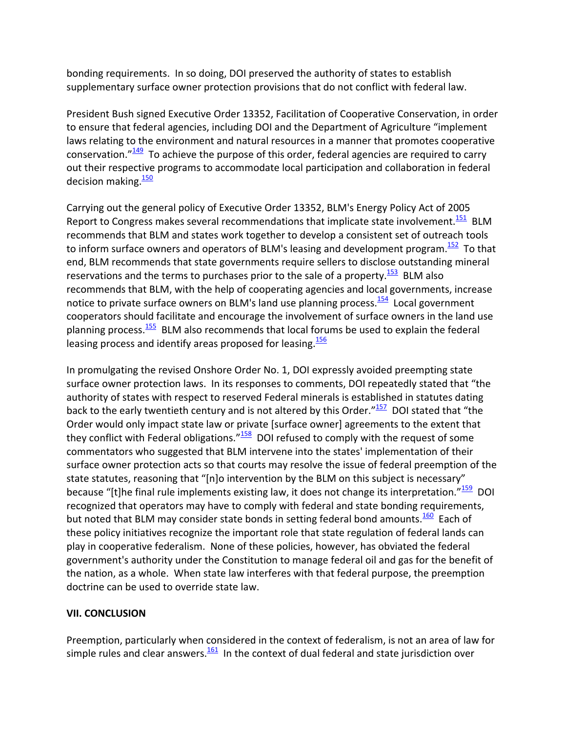bonding requirements. In so doing, DOI preserved the authority of states to establish supplementary surface owner protection provisions that do not conflict with federal law.

President Bush signed Executive Order 13352, Facilitation of Cooperative Conservation, in order to ensure that federal agencies, including DOI and the Department of Agriculture "implement laws relating to the environment and natural resources in a manner that promotes cooperative conservation."[149] To achieve the purpose of this order, federal agencies are required to carry out their respective programs to accommodate local participation and collaboration in federal decision making.[150]

Carrying out the general policy of Executive Order 13352, BLM's Energy Policy Act of 2005 Report to Congress makes several recommendations that implicate state involvement.[151] BLM recommends that BLM and states work together to develop a consistent set of outreach tools to inform surface owners and operators of BLM's leasing and development program.[152] To that end, BLM recommends that state governments require sellers to disclose outstanding mineral reservations and the terms to purchases prior to the sale of a property.[153] BLM also recommends that BLM, with the help of cooperating agencies and local governments, increase notice to private surface owners on BLM's land use planning process.[154] Local government cooperators should facilitate and encourage the involvement of surface owners in the land use planning process.[155] BLM also recommends that local forums be used to explain the federal leasing process and identify areas proposed for leasing.[156]

In promulgating the revised Onshore Order No. 1, DOI expressly avoided preempting state surface owner protection laws. In its responses to comments, DOI repeatedly stated that "the authority of states with respect to reserved Federal minerals is established in statutes dating back to the early twentieth century and is not altered by this Order."[157] DOI stated that "the Order would only impact state law or private [surface owner] agreements to the extent that they conflict with Federal obligations."[158] DOI refused to comply with the request of some commentators who suggested that BLM intervene into the states' implementation of their surface owner protection acts so that courts may resolve the issue of federal preemption of the state statutes, reasoning that "[n]o intervention by the BLM on this subject is necessary" because "[t]he final rule implements existing law, it does not change its interpretation."[159] DOI recognized that operators may have to comply with federal and state bonding requirements, but noted that BLM may consider state bonds in setting federal bond amounts.[160] Each of these policy initiatives recognize the important role that state regulation of federal lands can play in cooperative federalism. None of these policies, however, has obviated the federal government's authority under the Constitution to manage federal oil and gas for the benefit of the nation, as a whole. When state law interferes with that federal purpose, the preemption doctrine can be used to override state law.

## VII. CONCLUSION

Preemption, particularly when considered in the context of federalism, is not an area of law for simple rules and clear answers.[161] In the context of dual federal and state jurisdiction over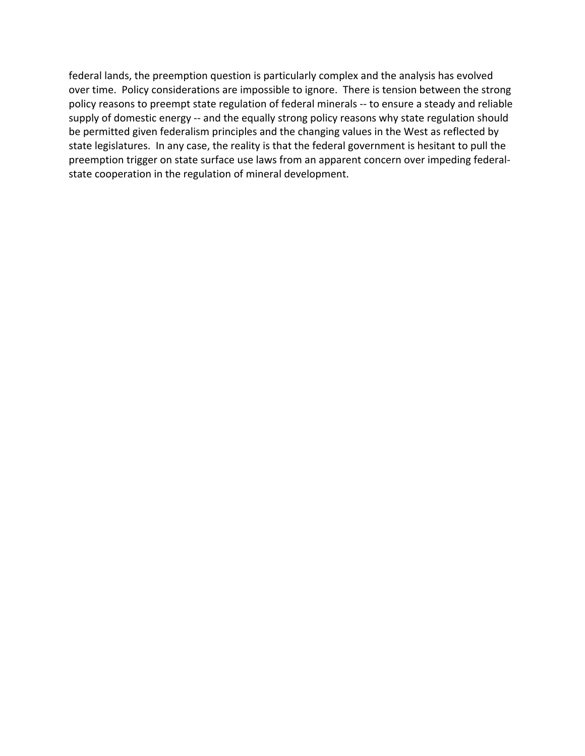federal lands, the preemption question is particularly complex and the analysis has evolved over time. Policy considerations are impossible to ignore. There is tension between the strong policy reasons to preempt state regulation of federal minerals -- to ensure a steady and reliable supply of domestic energy -- and the equally strong policy reasons why state regulation should be permitted given federalism principles and the changing values in the West as reflected by state legislatures. In any case, the reality is that the federal government is hesitant to pull the preemption trigger on state surface use laws from an apparent concern over impeding federal-state cooperation in the regulation of mineral development.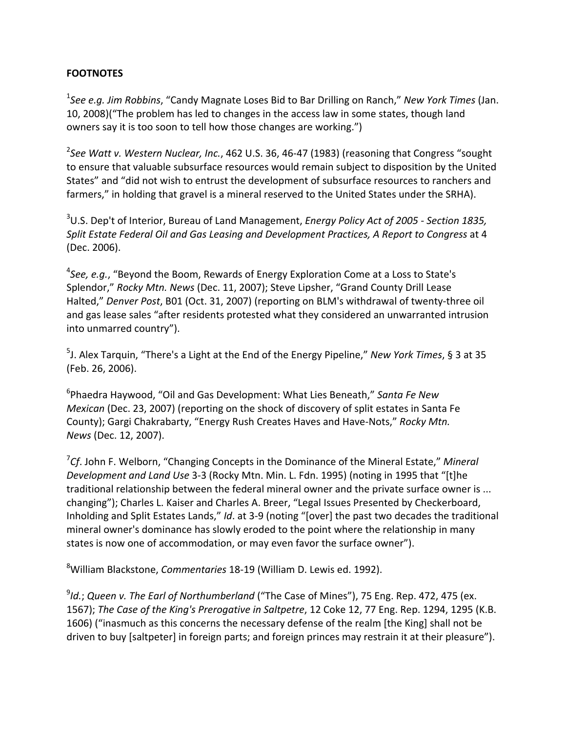**FOOTNOTES**

[1]*See e.g. Jim Robbins*, "Candy Magnate Loses Bid to Bar Drilling on Ranch," *New York Times* (Jan. 10, 2008)("The problem has led to changes in the access law in some states, though land owners say it is too soon to tell how those changes are working.")

[2]*See Watt v. Western Nuclear, Inc.*, 462 U.S. 36, 46-47 (1983) (reasoning that Congress "sought to ensure that valuable subsurface resources would remain subject to disposition by the United States" and "did not wish to entrust the development of subsurface resources to ranchers and farmers," in holding that gravel is a mineral reserved to the United States under the SRHA).

[3]U.S. Dep't of Interior, Bureau of Land Management, *Energy Policy Act of 2005 - Section 1835, Split Estate Federal Oil and Gas Leasing and Development Practices, A Report to Congress* at 4 (Dec. 2006).

[4]*See, e.g.*, "Beyond the Boom, Rewards of Energy Exploration Come at a Loss to State's Splendor," *Rocky Mtn. News* (Dec. 11, 2007); Steve Lipsher, "Grand County Drill Lease Halted," *Denver Post*, B01 (Oct. 31, 2007) (reporting on BLM's withdrawal of twenty-three oil and gas lease sales "after residents protested what they considered an unwarranted intrusion into unmarred country").

[5]J. Alex Tarquin, "There's a Light at the End of the Energy Pipeline," *New York Times*, § 3 at 35 (Feb. 26, 2006).

[6]Phaedra Haywood, "Oil and Gas Development: What Lies Beneath," *Santa Fe New Mexican* (Dec. 23, 2007) (reporting on the shock of discovery of split estates in Santa Fe County); Gargi Chakrabarty, "Energy Rush Creates Haves and Have-Nots," *Rocky Mtn. News* (Dec. 12, 2007).

[7]*Cf*. John F. Welborn, "Changing Concepts in the Dominance of the Mineral Estate," *Mineral Development and Land Use* 3-3 (Rocky Mtn. Min. L. Fdn. 1995) (noting in 1995 that "[t]he traditional relationship between the federal mineral owner and the private surface owner is ... changing"); Charles L. Kaiser and Charles A. Breer, "Legal Issues Presented by Checkerboard, Inholding and Split Estates Lands," *Id*. at 3-9 (noting "[over] the past two decades the traditional mineral owner's dominance has slowly eroded to the point where the relationship in many states is now one of accommodation, or may even favor the surface owner").

[8]William Blackstone, *Commentaries* 18-19 (William D. Lewis ed. 1992).

[9]*Id.*; *Queen v. The Earl of Northumberland* ("The Case of Mines"), 75 Eng. Rep. 472, 475 (ex. 1567); *The Case of the King's Prerogative in Saltpetre*, 12 Coke 12, 77 Eng. Rep. 1294, 1295 (K.B. 1606) ("inasmuch as this concerns the necessary defense of the realm [the King] shall not be driven to buy [saltpeter] in foreign parts; and foreign princes may restrain it at their pleasure").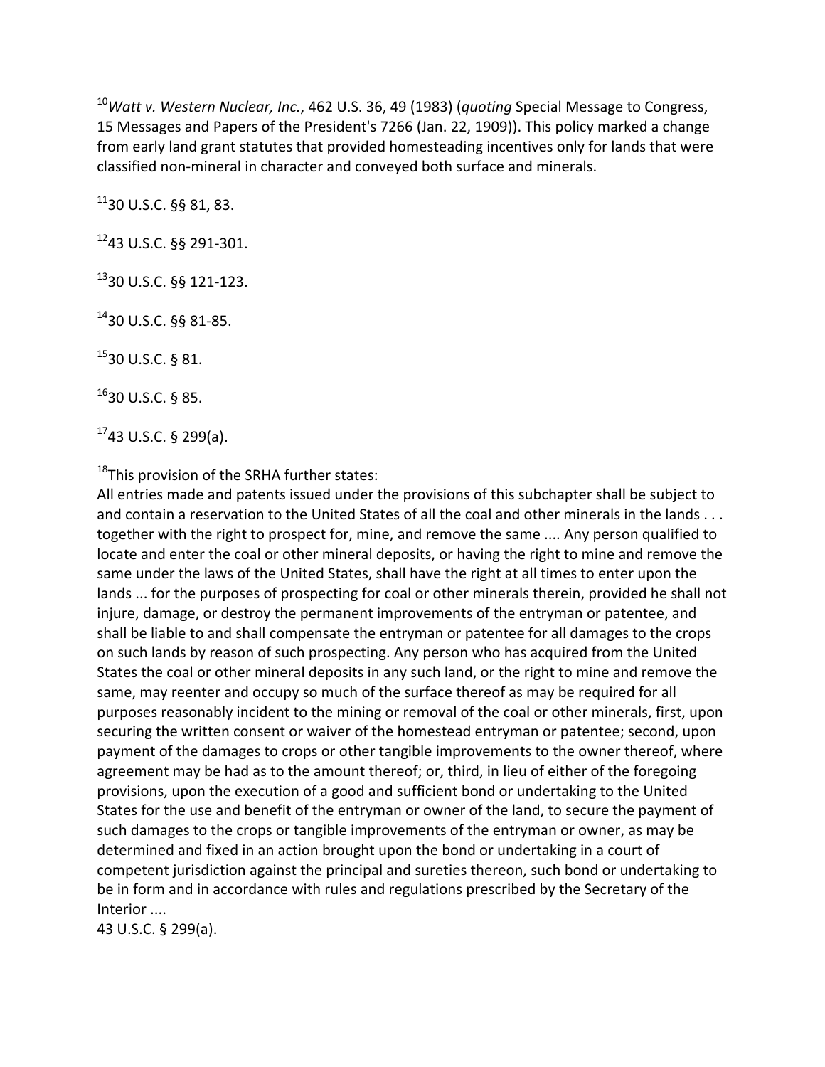[10]*Watt v. Western Nuclear, Inc.*, 462 U.S. 36, 49 (1983) (*quoting* Special Message to Congress, 15 Messages and Papers of the President's 7266 (Jan. 22, 1909)). This policy marked a change from early land grant statutes that provided homesteading incentives only for lands that were classified non-mineral in character and conveyed both surface and minerals.

[11]30 U.S.C. §§ 81, 83.

[12]43 U.S.C. §§ 291-301.

[13]30 U.S.C. §§ 121-123.

[14]30 U.S.C. §§ 81-85.

[15]30 U.S.C. § 81.

[16]30 U.S.C. § 85.

[17]43 U.S.C. § 299(a).

[18]This provision of the SRHA further states:

All entries made and patents issued under the provisions of this subchapter shall be subject to and contain a reservation to the United States of all the coal and other minerals in the lands . . . together with the right to prospect for, mine, and remove the same .... Any person qualified to locate and enter the coal or other mineral deposits, or having the right to mine and remove the same under the laws of the United States, shall have the right at all times to enter upon the lands ... for the purposes of prospecting for coal or other minerals therein, provided he shall not injure, damage, or destroy the permanent improvements of the entryman or patentee, and shall be liable to and shall compensate the entryman or patentee for all damages to the crops on such lands by reason of such prospecting. Any person who has acquired from the United States the coal or other mineral deposits in any such land, or the right to mine and remove the same, may reenter and occupy so much of the surface thereof as may be required for all purposes reasonably incident to the mining or removal of the coal or other minerals, first, upon securing the written consent or waiver of the homestead entryman or patentee; second, upon payment of the damages to crops or other tangible improvements to the owner thereof, where agreement may be had as to the amount thereof; or, third, in lieu of either of the foregoing provisions, upon the execution of a good and sufficient bond or undertaking to the United States for the use and benefit of the entryman or owner of the land, to secure the payment of such damages to the crops or tangible improvements of the entryman or owner, as may be determined and fixed in an action brought upon the bond or undertaking in a court of competent jurisdiction against the principal and sureties thereon, such bond or undertaking to be in form and in accordance with rules and regulations prescribed by the Secretary of the Interior ....

43 U.S.C. § 299(a).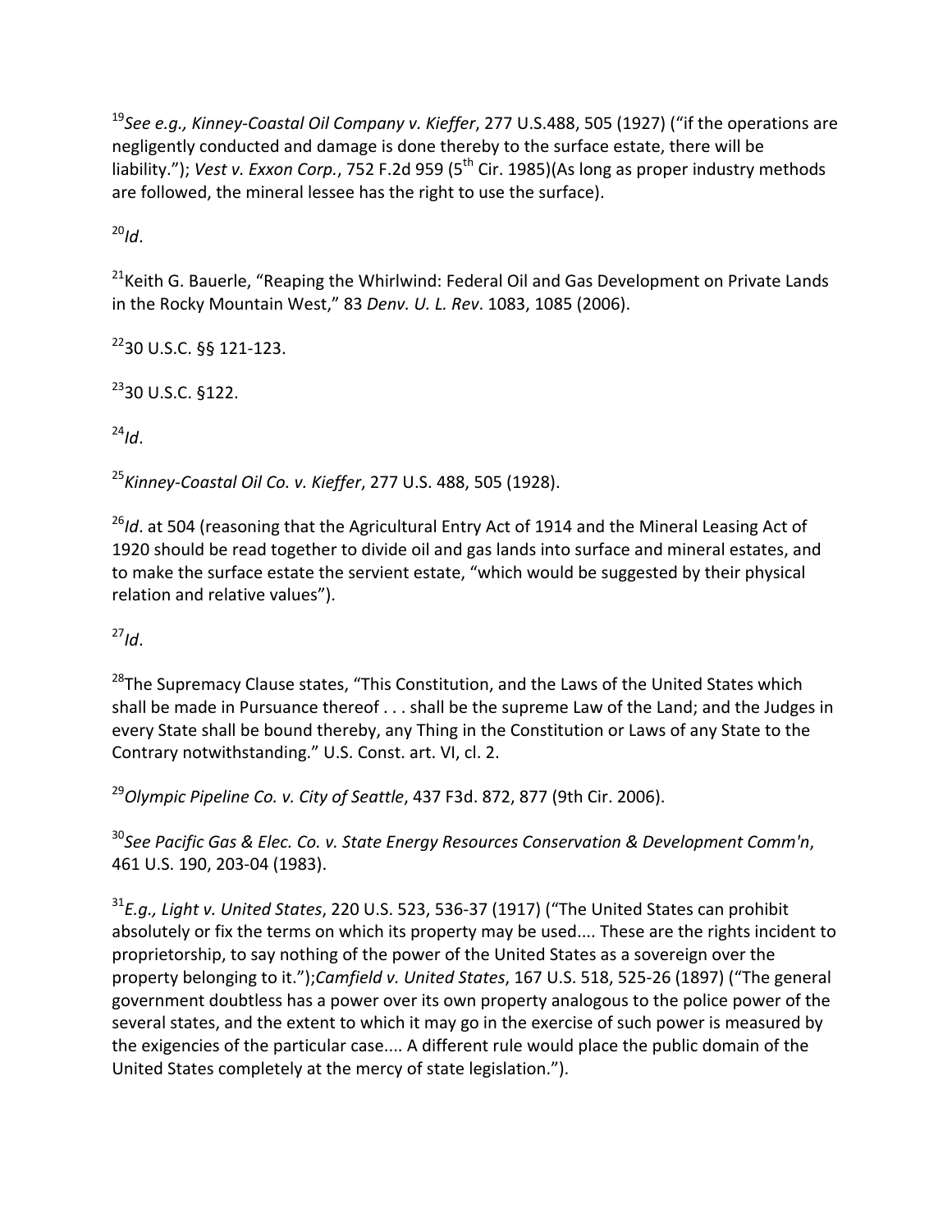[19]*See e.g., Kinney-Coastal Oil Company v. Kieffer*, 277 U.S.488, 505 (1927) ("if the operations are negligently conducted and damage is done thereby to the surface estate, there will be liability."); *Vest v. Exxon Corp.*, 752 F.2d 959 (5th Cir. 1985)(As long as proper industry methods are followed, the mineral lessee has the right to use the surface).

[20]*Id*.

[21]Keith G. Bauerle, "Reaping the Whirlwind: Federal Oil and Gas Development on Private Lands in the Rocky Mountain West," 83 *Denv. U. L. Rev*. 1083, 1085 (2006).

[22]30 U.S.C. §§ 121-123.

[23]30 U.S.C. §122.

[24]*Id*.

[25]*Kinney-Coastal Oil Co. v. Kieffer*, 277 U.S. 488, 505 (1928).

[26]*Id*. at 504 (reasoning that the Agricultural Entry Act of 1914 and the Mineral Leasing Act of 1920 should be read together to divide oil and gas lands into surface and mineral estates, and to make the surface estate the servient estate, "which would be suggested by their physical relation and relative values").

[27]*Id*.

[28]The Supremacy Clause states, "This Constitution, and the Laws of the United States which shall be made in Pursuance thereof . . . shall be the supreme Law of the Land; and the Judges in every State shall be bound thereby, any Thing in the Constitution or Laws of any State to the Contrary notwithstanding." U.S. Const. art. VI, cl. 2.

[29]*Olympic Pipeline Co. v. City of Seattle*, 437 F3d. 872, 877 (9th Cir. 2006).

[30]*See Pacific Gas & Elec. Co. v. State Energy Resources Conservation & Development Comm'n*, 461 U.S. 190, 203-04 (1983).

[31]*E.g., Light v. United States*, 220 U.S. 523, 536-37 (1917) ("The United States can prohibit absolutely or fix the terms on which its property may be used.... These are the rights incident to proprietorship, to say nothing of the power of the United States as a sovereign over the property belonging to it.");*Camfield v. United States*, 167 U.S. 518, 525-26 (1897) ("The general government doubtless has a power over its own property analogous to the police power of the several states, and the extent to which it may go in the exercise of such power is measured by the exigencies of the particular case.... A different rule would place the public domain of the United States completely at the mercy of state legislation.").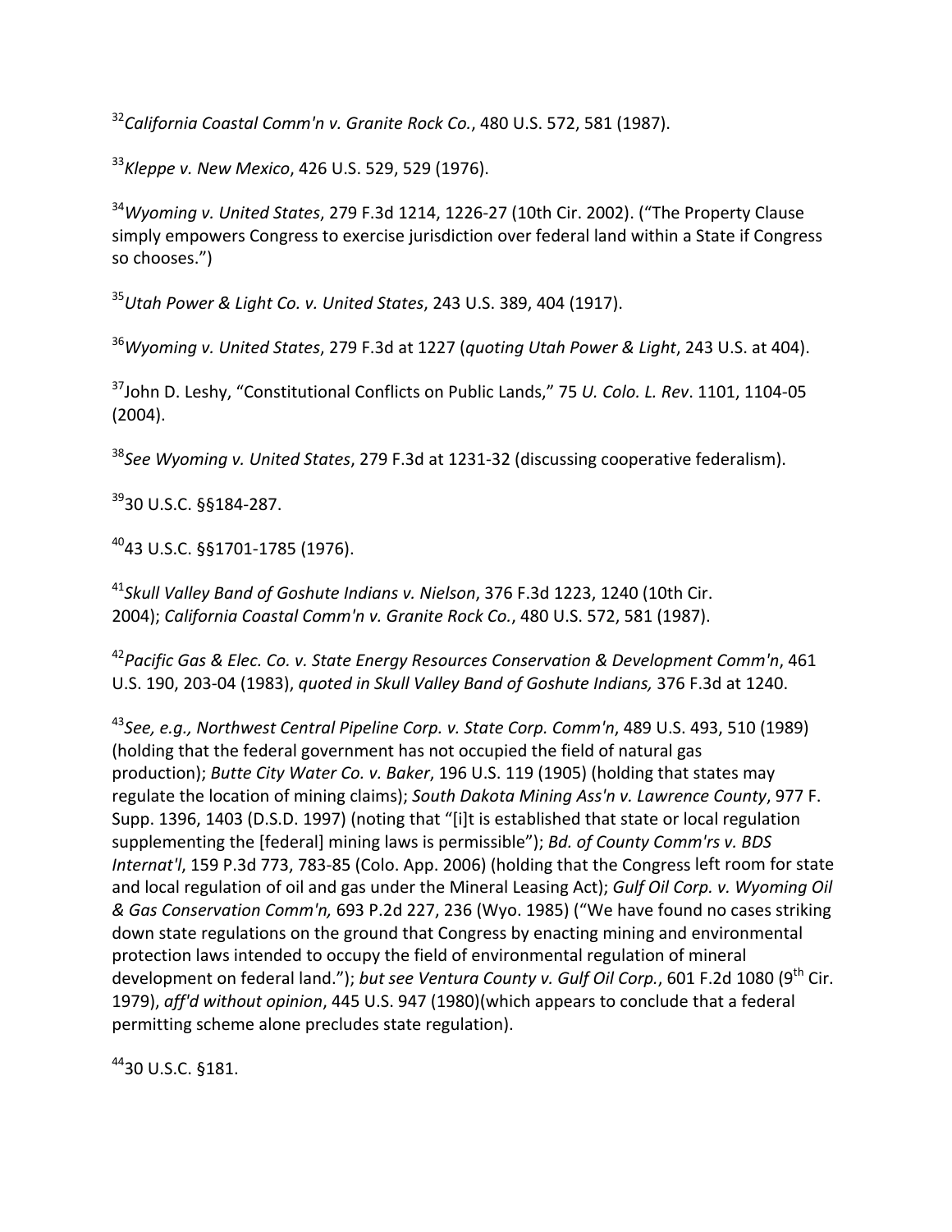[32]*California Coastal Comm'n v. Granite Rock Co.*, 480 U.S. 572, 581 (1987).

[33]*Kleppe v. New Mexico*, 426 U.S. 529, 529 (1976).

[34]*Wyoming v. United States*, 279 F.3d 1214, 1226-27 (10th Cir. 2002). ("The Property Clause simply empowers Congress to exercise jurisdiction over federal land within a State if Congress so chooses.")

[35]*Utah Power & Light Co. v. United States*, 243 U.S. 389, 404 (1917).

[36]*Wyoming v. United States*, 279 F.3d at 1227 (*quoting Utah Power & Light*, 243 U.S. at 404).

[37]John D. Leshy, "Constitutional Conflicts on Public Lands," 75 *U. Colo. L. Rev*. 1101, 1104-05 (2004).

[38]*See Wyoming v. United States*, 279 F.3d at 1231-32 (discussing cooperative federalism).

[39]30 U.S.C. §§184-287.

[40]43 U.S.C. §§1701-1785 (1976).

[41]*Skull Valley Band of Goshute Indians v. Nielson*, 376 F.3d 1223, 1240 (10th Cir. 2004); *California Coastal Comm'n v. Granite Rock Co.*, 480 U.S. 572, 581 (1987).

[42]*Pacific Gas & Elec. Co. v. State Energy Resources Conservation & Development Comm'n*, 461 U.S. 190, 203-04 (1983), *quoted in Skull Valley Band of Goshute Indians,* 376 F.3d at 1240.

[43]*See, e.g., Northwest Central Pipeline Corp. v. State Corp. Comm'n*, 489 U.S. 493, 510 (1989) (holding that the federal government has not occupied the field of natural gas production); *Butte City Water Co. v. Baker*, 196 U.S. 119 (1905) (holding that states may regulate the location of mining claims); *South Dakota Mining Ass'n v. Lawrence County*, 977 F. Supp. 1396, 1403 (D.S.D. 1997) (noting that "[i]t is established that state or local regulation supplementing the [federal] mining laws is permissible"); *Bd. of County Comm'rs v. BDS Internat'l*, 159 P.3d 773, 783-85 (Colo. App. 2006) (holding that the Congress left room for state and local regulation of oil and gas under the Mineral Leasing Act); *Gulf Oil Corp. v. Wyoming Oil & Gas Conservation Comm'n,* 693 P.2d 227, 236 (Wyo. 1985) ("We have found no cases striking down state regulations on the ground that Congress by enacting mining and environmental protection laws intended to occupy the field of environmental regulation of mineral development on federal land."); *but see Ventura County v. Gulf Oil Corp.*, 601 F.2d 1080 (9th Cir. 1979), *aff'd without opinion*, 445 U.S. 947 (1980)(which appears to conclude that a federal permitting scheme alone precludes state regulation).

[44]30 U.S.C. §181.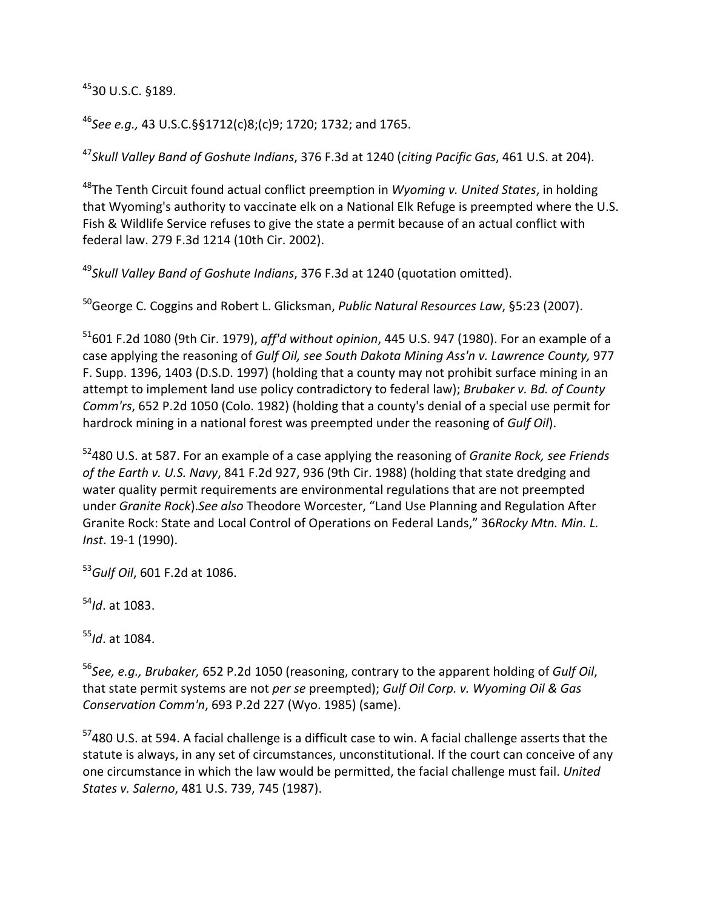[45]30 U.S.C. §189.

[46]*See e.g.,* 43 U.S.C.§§1712(c)8;(c)9; 1720; 1732; and 1765.

[47]*Skull Valley Band of Goshute Indians*, 376 F.3d at 1240 (*citing Pacific Gas*, 461 U.S. at 204).

[48]The Tenth Circuit found actual conflict preemption in *Wyoming v. United States*, in holding that Wyoming's authority to vaccinate elk on a National Elk Refuge is preempted where the U.S. Fish & Wildlife Service refuses to give the state a permit because of an actual conflict with federal law. 279 F.3d 1214 (10th Cir. 2002).

[49]*Skull Valley Band of Goshute Indians*, 376 F.3d at 1240 (quotation omitted).

[50]George C. Coggins and Robert L. Glicksman, *Public Natural Resources Law*, §5:23 (2007).

[51]601 F.2d 1080 (9th Cir. 1979), *aff'd without opinion*, 445 U.S. 947 (1980). For an example of a case applying the reasoning of *Gulf Oil, see South Dakota Mining Ass'n v. Lawrence County,* 977 F. Supp. 1396, 1403 (D.S.D. 1997) (holding that a county may not prohibit surface mining in an attempt to implement land use policy contradictory to federal law); *Brubaker v. Bd. of County Comm'rs*, 652 P.2d 1050 (Colo. 1982) (holding that a county's denial of a special use permit for hardrock mining in a national forest was preempted under the reasoning of *Gulf Oil*).

[52]480 U.S. at 587. For an example of a case applying the reasoning of *Granite Rock, see Friends of the Earth v. U.S. Navy*, 841 F.2d 927, 936 (9th Cir. 1988) (holding that state dredging and water quality permit requirements are environmental regulations that are not preempted under *Granite Rock*).*See also* Theodore Worcester, "Land Use Planning and Regulation After Granite Rock: State and Local Control of Operations on Federal Lands," 36*Rocky Mtn. Min. L. Inst*. 19-1 (1990).

[53]*Gulf Oil*, 601 F.2d at 1086.

[54]*Id*. at 1083.

[55]*Id*. at 1084.

[56]*See, e.g., Brubaker,* 652 P.2d 1050 (reasoning, contrary to the apparent holding of *Gulf Oil*, that state permit systems are not *per se* preempted); *Gulf Oil Corp. v. Wyoming Oil & Gas Conservation Comm'n*, 693 P.2d 227 (Wyo. 1985) (same).

[57]480 U.S. at 594. A facial challenge is a difficult case to win. A facial challenge asserts that the statute is always, in any set of circumstances, unconstitutional. If the court can conceive of any one circumstance in which the law would be permitted, the facial challenge must fail. *United States v. Salerno*, 481 U.S. 739, 745 (1987).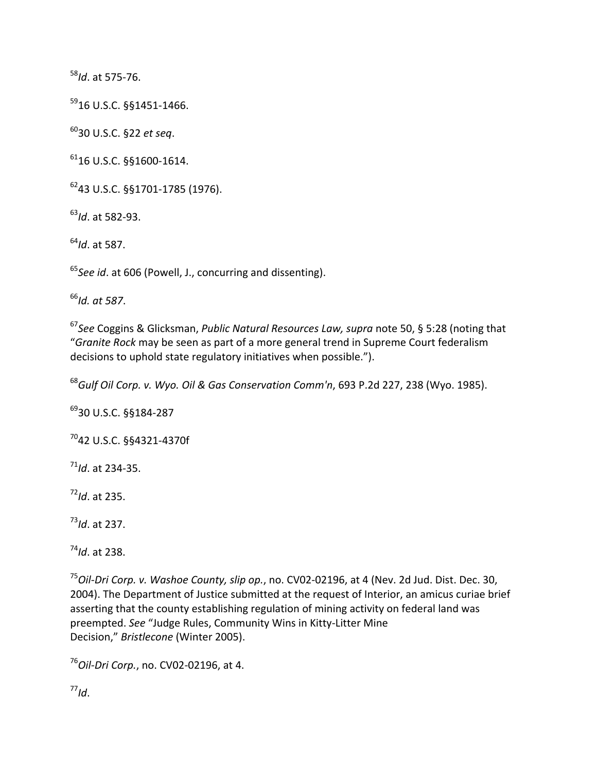[58]*Id*. at 575-76.

[59]16 U.S.C. §§1451-1466.

[60]30 U.S.C. §22 *et seq*.

[61]16 U.S.C. §§1600-1614.

[62]43 U.S.C. §§1701-1785 (1976).

[63]*Id*. at 582-93.

[64]*Id*. at 587.

[65]*See id*. at 606 (Powell, J., concurring and dissenting).

[66]*Id. at 587*.

[67]*See* Coggins & Glicksman, *Public Natural Resources Law, supra* note 50, § 5:28 (noting that "*Granite Rock* may be seen as part of a more general trend in Supreme Court federalism decisions to uphold state regulatory initiatives when possible.").

[68]*Gulf Oil Corp. v. Wyo. Oil & Gas Conservation Comm'n*, 693 P.2d 227, 238 (Wyo. 1985).

[69]30 U.S.C. §§184-287

[70]42 U.S.C. §§4321-4370f

[71]*Id*. at 234-35.

[72]*Id*. at 235.

[73]*Id*. at 237.

[74]*Id*. at 238.

[75]*Oil-Dri Corp. v. Washoe County, slip op.*, no. CV02-02196, at 4 (Nev. 2d Jud. Dist. Dec. 30, 2004). The Department of Justice submitted at the request of Interior, an amicus curiae brief asserting that the county establishing regulation of mining activity on federal land was preempted. *See* "Judge Rules, Community Wins in Kitty-Litter Mine Decision," *Bristlecone* (Winter 2005).

[76]*Oil-Dri Corp.*, no. CV02-02196, at 4.

[77]*Id*.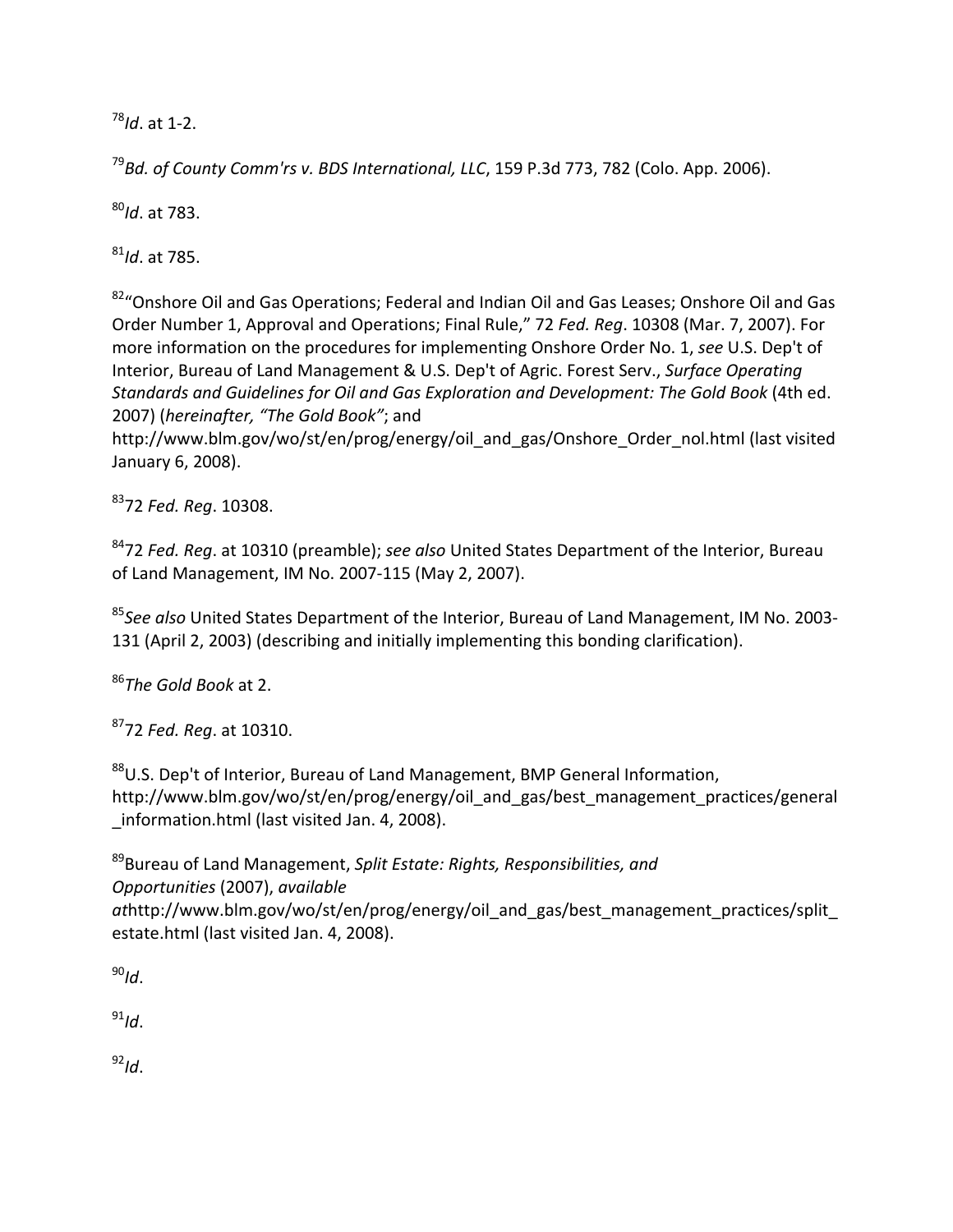[78]*Id*. at 1-2.

[79]*Bd. of County Comm'rs v. BDS International, LLC*, 159 P.3d 773, 782 (Colo. App. 2006).

[80]*Id*. at 783.

[81]*Id*. at 785.

[82]"Onshore Oil and Gas Operations; Federal and Indian Oil and Gas Leases; Onshore Oil and Gas Order Number 1, Approval and Operations; Final Rule," 72 *Fed. Reg*. 10308 (Mar. 7, 2007). For more information on the procedures for implementing Onshore Order No. 1, *see* U.S. Dep't of Interior, Bureau of Land Management & U.S. Dep't of Agric. Forest Serv., *Surface Operating Standards and Guidelines for Oil and Gas Exploration and Development: The Gold Book* (4th ed. 2007) (*hereinafter, "The Gold Book"*; and http://www.blm.gov/wo/st/en/prog/energy/oil_and_gas/Onshore_Order_nol.html (last visited January 6, 2008).

[83]72 *Fed. Reg*. 10308.

[84]72 *Fed. Reg*. at 10310 (preamble); *see also* United States Department of the Interior, Bureau of Land Management, IM No. 2007-115 (May 2, 2007).

[85]*See also* United States Department of the Interior, Bureau of Land Management, IM No. 2003-131 (April 2, 2003) (describing and initially implementing this bonding clarification).

[86]*The Gold Book* at 2.

[87]72 *Fed. Reg*. at 10310.

[88]U.S. Dep't of Interior, Bureau of Land Management, BMP General Information, http://www.blm.gov/wo/st/en/prog/energy/oil_and_gas/best_management_practices/general_information.html (last visited Jan. 4, 2008).

[89]Bureau of Land Management, *Split Estate: Rights, Responsibilities, and Opportunities* (2007), *available at*http://www.blm.gov/wo/st/en/prog/energy/oil_and_gas/best_management_practices/split_estate.html (last visited Jan. 4, 2008).

[90]*Id*.

[91]*Id*.

[92]*Id*.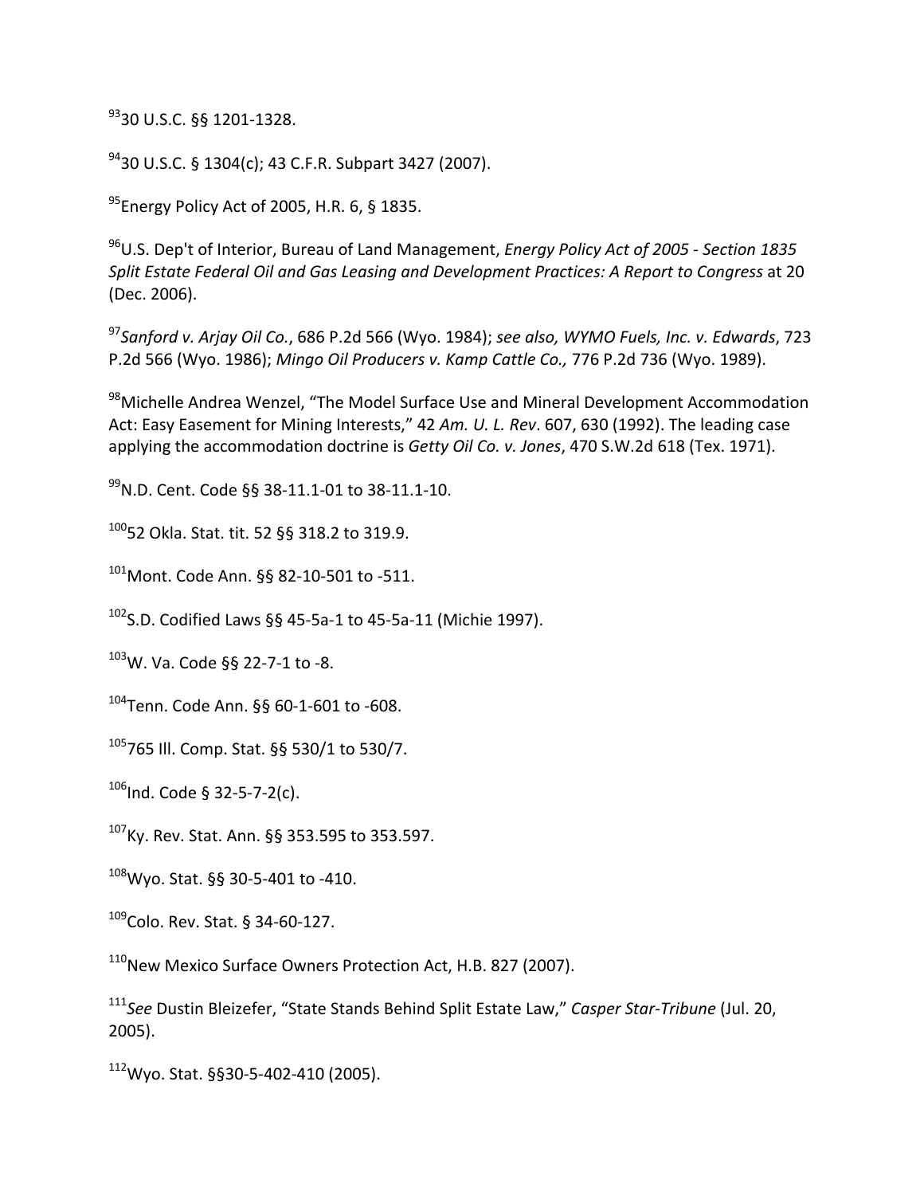[93]30 U.S.C. §§ 1201-1328.

[94]30 U.S.C. § 1304(c); 43 C.F.R. Subpart 3427 (2007).

[95]Energy Policy Act of 2005, H.R. 6, § 1835.

[96]U.S. Dep't of Interior, Bureau of Land Management, *Energy Policy Act of 2005 - Section 1835 Split Estate Federal Oil and Gas Leasing and Development Practices: A Report to Congress* at 20 (Dec. 2006).

[97]*Sanford v. Arjay Oil Co.*, 686 P.2d 566 (Wyo. 1984); *see also, WYMO Fuels, Inc. v. Edwards*, 723 P.2d 566 (Wyo. 1986); *Mingo Oil Producers v. Kamp Cattle Co.,* 776 P.2d 736 (Wyo. 1989).

[98]Michelle Andrea Wenzel, "The Model Surface Use and Mineral Development Accommodation Act: Easy Easement for Mining Interests," 42 *Am. U. L. Rev*. 607, 630 (1992). The leading case applying the accommodation doctrine is *Getty Oil Co. v. Jones*, 470 S.W.2d 618 (Tex. 1971).

[99]N.D. Cent. Code §§ 38-11.1-01 to 38-11.1-10.

[100]52 Okla. Stat. tit. 52 §§ 318.2 to 319.9.

[101]Mont. Code Ann. §§ 82-10-501 to -511.

[102]S.D. Codified Laws §§ 45-5a-1 to 45-5a-11 (Michie 1997).

[103]W. Va. Code §§ 22-7-1 to -8.

[104]Tenn. Code Ann. §§ 60-1-601 to -608.

[105]765 Ill. Comp. Stat. §§ 530/1 to 530/7.

[106]Ind. Code § 32-5-7-2(c).

[107]Ky. Rev. Stat. Ann. §§ 353.595 to 353.597.

[108]Wyo. Stat. §§ 30-5-401 to -410.

[109]Colo. Rev. Stat. § 34-60-127.

[110]New Mexico Surface Owners Protection Act, H.B. 827 (2007).

[111]*See* Dustin Bleizefer, "State Stands Behind Split Estate Law," *Casper Star-Tribune* (Jul. 20, 2005).

[112]Wyo. Stat. §§30-5-402-410 (2005).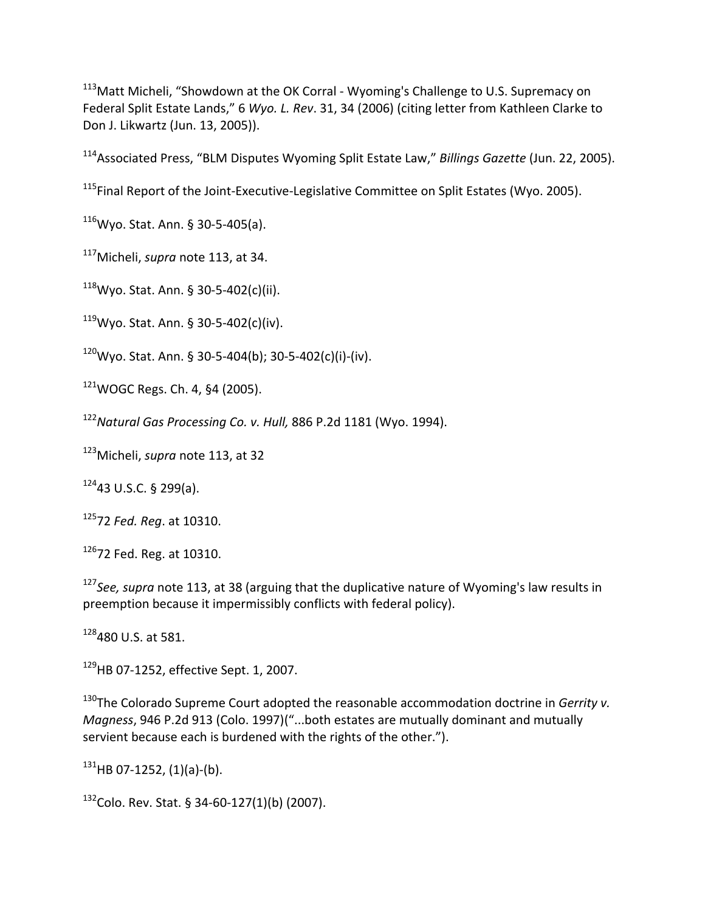[113]Matt Micheli, “Showdown at the OK Corral - Wyoming's Challenge to U.S. Supremacy on Federal Split Estate Lands,” 6 *Wyo. L. Rev*. 31, 34 (2006) (citing letter from Kathleen Clarke to Don J. Likwartz (Jun. 13, 2005)).

[114]Associated Press, “BLM Disputes Wyoming Split Estate Law,” *Billings Gazette* (Jun. 22, 2005).

[115]Final Report of the Joint-Executive-Legislative Committee on Split Estates (Wyo. 2005).

[116]Wyo. Stat. Ann. § 30-5-405(a).

[117]Micheli, *supra* note 113, at 34.

[118]Wyo. Stat. Ann. § 30-5-402(c)(ii).

[119]Wyo. Stat. Ann. § 30-5-402(c)(iv).

[120]Wyo. Stat. Ann. § 30-5-404(b); 30-5-402(c)(i)-(iv).

[121]WOGC Regs. Ch. 4, §4 (2005).

[122]*Natural Gas Processing Co. v. Hull,* 886 P.2d 1181 (Wyo. 1994).

[123]Micheli, *supra* note 113, at 32

[124]43 U.S.C. § 299(a).

[125]72 *Fed. Reg*. at 10310.

[126]72 Fed. Reg. at 10310.

[127]*See, supra* note 113, at 38 (arguing that the duplicative nature of Wyoming's law results in preemption because it impermissibly conflicts with federal policy).

[128]480 U.S. at 581.

[129]HB 07-1252, effective Sept. 1, 2007.

[130]The Colorado Supreme Court adopted the reasonable accommodation doctrine in *Gerrity v. Magness*, 946 P.2d 913 (Colo. 1997)(“...both estates are mutually dominant and mutually servient because each is burdened with the rights of the other.”).

[131]HB 07-1252, (1)(a)-(b).

[132]Colo. Rev. Stat. § 34-60-127(1)(b) (2007).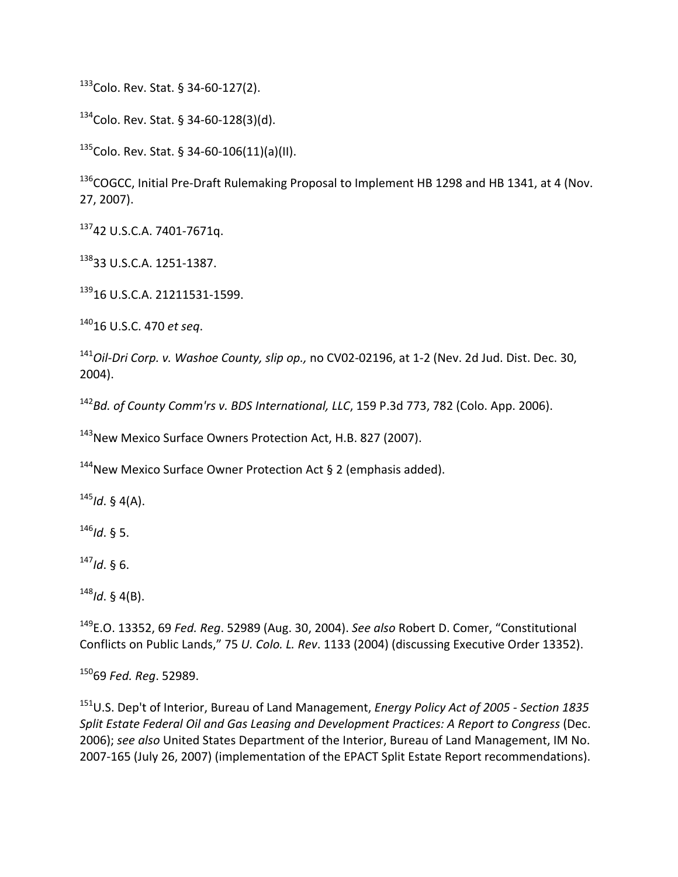[133]Colo. Rev. Stat. § 34-60-127(2).

[134]Colo. Rev. Stat. § 34-60-128(3)(d).

[135]Colo. Rev. Stat. § 34-60-106(11)(a)(II).

[136]COGCC, Initial Pre-Draft Rulemaking Proposal to Implement HB 1298 and HB 1341, at 4 (Nov. 27, 2007).

[137]42 U.S.C.A. 7401-7671q.

[138]33 U.S.C.A. 1251-1387.

[139]16 U.S.C.A. 21211531-1599.

[140]16 U.S.C. 470 *et seq*.

[141]*Oil-Dri Corp. v. Washoe County, slip op.,* no CV02-02196, at 1-2 (Nev. 2d Jud. Dist. Dec. 30, 2004).

[142]*Bd. of County Comm'rs v. BDS International, LLC*, 159 P.3d 773, 782 (Colo. App. 2006).

[143]New Mexico Surface Owners Protection Act, H.B. 827 (2007).

[144]New Mexico Surface Owner Protection Act § 2 (emphasis added).

[145]*Id*. § 4(A).

[146]*Id*. § 5.

[147]*Id*. § 6.

[148]*Id*. § 4(B).

[149]E.O. 13352, 69 *Fed. Reg*. 52989 (Aug. 30, 2004). *See also* Robert D. Comer, "Constitutional Conflicts on Public Lands," 75 *U. Colo. L. Rev*. 1133 (2004) (discussing Executive Order 13352).

[150]69 *Fed. Reg*. 52989.

[151]U.S. Dep't of Interior, Bureau of Land Management, *Energy Policy Act of 2005 - Section 1835 Split Estate Federal Oil and Gas Leasing and Development Practices: A Report to Congress* (Dec. 2006); *see also* United States Department of the Interior, Bureau of Land Management, IM No. 2007-165 (July 26, 2007) (implementation of the EPACT Split Estate Report recommendations).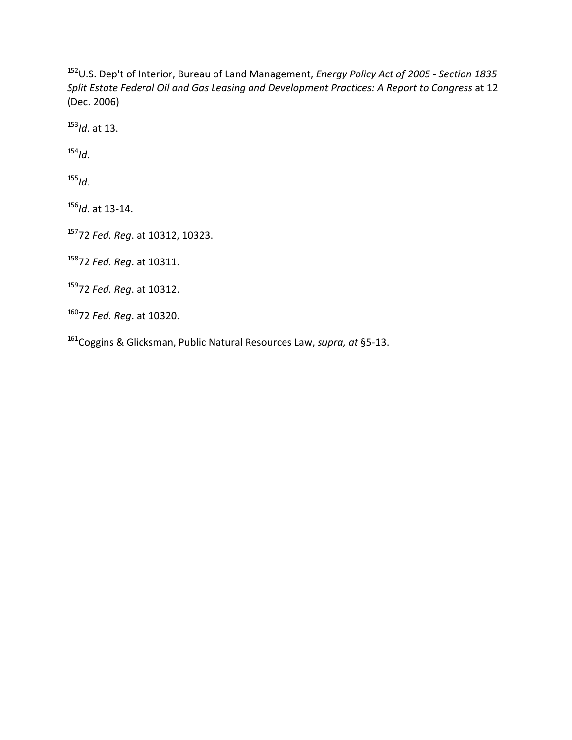[152]U.S. Dep't of Interior, Bureau of Land Management, *Energy Policy Act of 2005 - Section 1835 Split Estate Federal Oil and Gas Leasing and Development Practices: A Report to Congress* at 12 (Dec. 2006)

[153]*Id*. at 13.

[154]*Id*.

[155]*Id*.

[156]*Id*. at 13-14.

[157]72 *Fed. Reg*. at 10312, 10323.

[158]72 *Fed. Reg*. at 10311.

[159]72 *Fed. Reg*. at 10312.

[160]72 *Fed. Reg*. at 10320.

[161]Coggins & Glicksman, Public Natural Resources Law, *supra, at* §5-13.